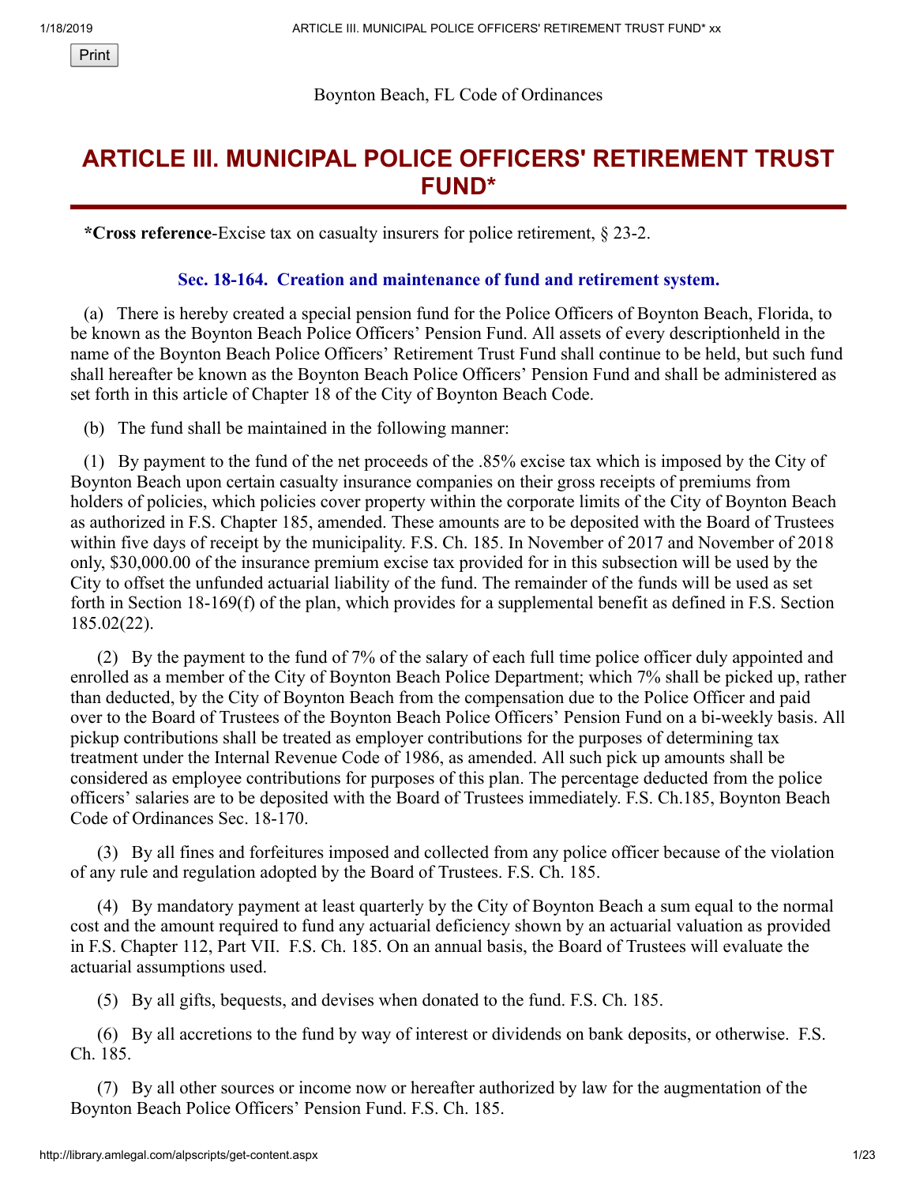Boynton Beach, FL Code of Ordinances

# ARTICLE III. MUNICIPAL POLICE OFFICERS' RETIREMENT TRUST FUND*

**\*Cross reference**-Excise tax on casualty insurers for police retirement, § 23-2.

### Sec. 18-164. Creation and maintenance of fund and retirement system.

(a) There is hereby created a special pension fund for the Police Officers of Boynton Beach, Florida, to be known as the Boynton Beach Police Officers' Pension Fund. All assets of every descriptionheld in the name of the Boynton Beach Police Officers' Retirement Trust Fund shall continue to be held, but such fund shall hereafter be known as the Boynton Beach Police Officers' Pension Fund and shall be administered as set forth in this article of Chapter 18 of the City of Boynton Beach Code.

(b) The fund shall be maintained in the following manner:

(1) By payment to the fund of the net proceeds of the .85% excise tax which is imposed by the City of Boynton Beach upon certain casualty insurance companies on their gross receipts of premiums from holders of policies, which policies cover property within the corporate limits of the City of Boynton Beach as authorized in F.S. Chapter 185, amended. These amounts are to be deposited with the Board of Trustees within five days of receipt by the municipality. F.S. Ch. 185. In November of 2017 and November of 2018 only, $30,000.00 of the insurance premium excise tax provided for in this subsection will be used by the City to offset the unfunded actuarial liability of the fund. The remainder of the funds will be used as set forth in Section 18-169(f) of the plan, which provides for a supplemental benefit as defined in F.S. Section 185.02(22).

(2) By the payment to the fund of 7% of the salary of each full time police officer duly appointed and enrolled as a member of the City of Boynton Beach Police Department; which 7% shall be picked up, rather than deducted, by the City of Boynton Beach from the compensation due to the Police Officer and paid over to the Board of Trustees of the Boynton Beach Police Officers' Pension Fund on a bi-weekly basis. All pickup contributions shall be treated as employer contributions for the purposes of determining tax treatment under the Internal Revenue Code of 1986, as amended. All such pick up amounts shall be considered as employee contributions for purposes of this plan. The percentage deducted from the police officers' salaries are to be deposited with the Board of Trustees immediately. F.S. Ch.185, Boynton Beach Code of Ordinances Sec. 18-170.

(3) By all fines and forfeitures imposed and collected from any police officer because of the violation of any rule and regulation adopted by the Board of Trustees. F.S. Ch. 185.

(4) By mandatory payment at least quarterly by the City of Boynton Beach a sum equal to the normal cost and the amount required to fund any actuarial deficiency shown by an actuarial valuation as provided in F.S. Chapter 112, Part VII. F.S. Ch. 185. On an annual basis, the Board of Trustees will evaluate the actuarial assumptions used.

(5) By all gifts, bequests, and devises when donated to the fund. F.S. Ch. 185.

(6) By all accretions to the fund by way of interest or dividends on bank deposits, or otherwise. F.S. Ch. 185.

(7) By all other sources or income now or hereafter authorized by law for the augmentation of the Boynton Beach Police Officers' Pension Fund. F.S. Ch. 185.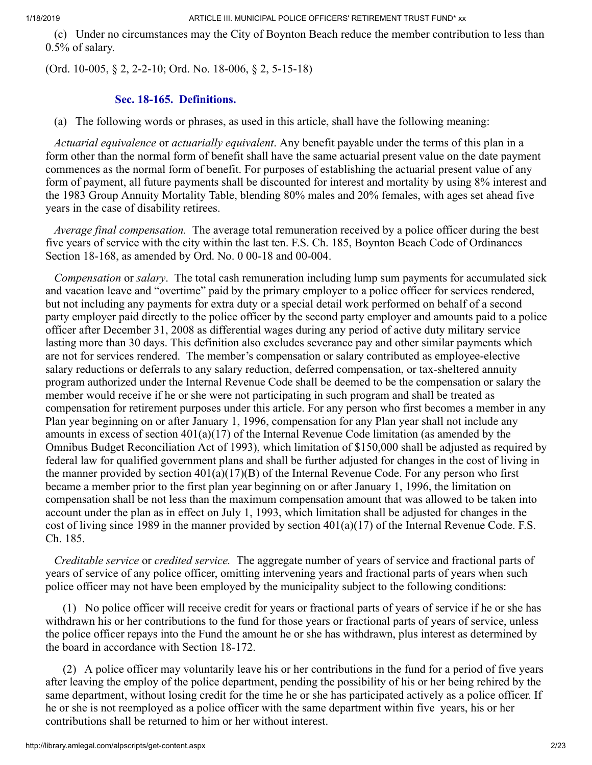(c) Under no circumstances may the City of Boynton Beach reduce the member contribution to less than 0.5% of salary.

(Ord. 10-005, § 2, 2-2-10; Ord. No. 18-006, § 2, 5-15-18)

### Sec. 18-165. Definitions.

(a) The following words or phrases, as used in this article, shall have the following meaning:

*Actuarial equivalence* or *actuarially equivalent*. Any benefit payable under the terms of this plan in a form other than the normal form of benefit shall have the same actuarial present value on the date payment commences as the normal form of benefit. For purposes of establishing the actuarial present value of any form of payment, all future payments shall be discounted for interest and mortality by using 8% interest and the 1983 Group Annuity Mortality Table, blending 80% males and 20% females, with ages set ahead five years in the case of disability retirees.

*Average final compensation.* The average total remuneration received by a police officer during the best five years of service with the city within the last ten. F.S. Ch. 185, Boynton Beach Code of Ordinances Section 18-168, as amended by Ord. No. 0 00-18 and 00-004.

*Compensation* or *salary*. The total cash remuneration including lump sum payments for accumulated sick and vacation leave and "overtime" paid by the primary employer to a police officer for services rendered, but not including any payments for extra duty or a special detail work performed on behalf of a second party employer paid directly to the police officer by the second party employer and amounts paid to a police officer after December 31, 2008 as differential wages during any period of active duty military service lasting more than 30 days. This definition also excludes severance pay and other similar payments which are not for services rendered. The member's compensation or salary contributed as employee-elective salary reductions or deferrals to any salary reduction, deferred compensation, or tax-sheltered annuity program authorized under the Internal Revenue Code shall be deemed to be the compensation or salary the member would receive if he or she were not participating in such program and shall be treated as compensation for retirement purposes under this article. For any person who first becomes a member in any Plan year beginning on or after January 1, 1996, compensation for any Plan year shall not include any amounts in excess of section 401(a)(17) of the Internal Revenue Code limitation (as amended by the Omnibus Budget Reconciliation Act of 1993), which limitation of $150,000 shall be adjusted as required by federal law for qualified government plans and shall be further adjusted for changes in the cost of living in the manner provided by section 401(a)(17)(B) of the Internal Revenue Code. For any person who first became a member prior to the first plan year beginning on or after January 1, 1996, the limitation on compensation shall be not less than the maximum compensation amount that was allowed to be taken into account under the plan as in effect on July 1, 1993, which limitation shall be adjusted for changes in the cost of living since 1989 in the manner provided by section 401(a)(17) of the Internal Revenue Code. F.S. Ch. 185.

*Creditable service* or *credited service.* The aggregate number of years of service and fractional parts of years of service of any police officer, omitting intervening years and fractional parts of years when such police officer may not have been employed by the municipality subject to the following conditions:

(1) No police officer will receive credit for years or fractional parts of years of service if he or she has withdrawn his or her contributions to the fund for those years or fractional parts of years of service, unless the police officer repays into the Fund the amount he or she has withdrawn, plus interest as determined by the board in accordance with Section 18-172.

(2) A police officer may voluntarily leave his or her contributions in the fund for a period of five years after leaving the employ of the police department, pending the possibility of his or her being rehired by the same department, without losing credit for the time he or she has participated actively as a police officer. If he or she is not reemployed as a police officer with the same department within five years, his or her contributions shall be returned to him or her without interest.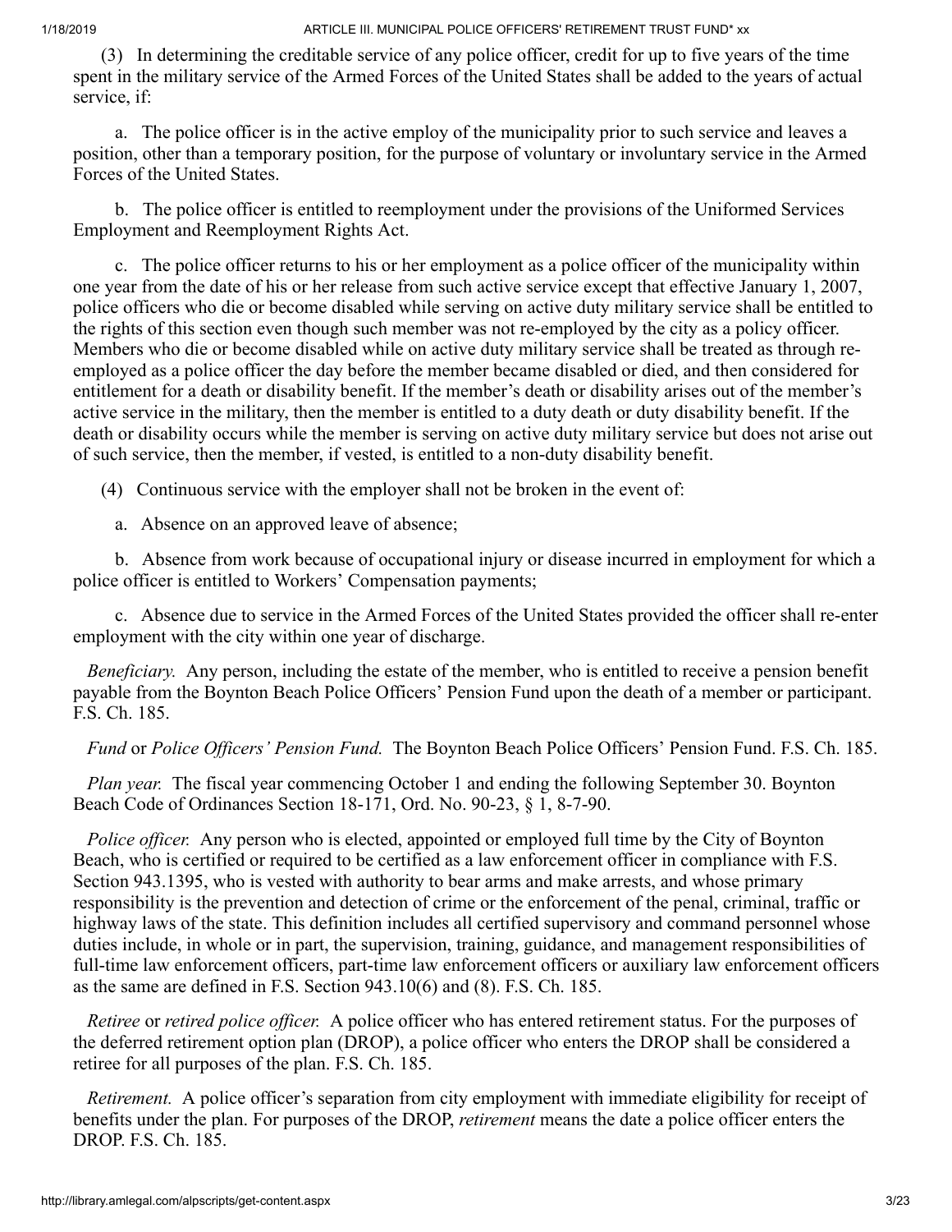(3) In determining the creditable service of any police officer, credit for up to five years of the time spent in the military service of the Armed Forces of the United States shall be added to the years of actual service, if:

a. The police officer is in the active employ of the municipality prior to such service and leaves a position, other than a temporary position, for the purpose of voluntary or involuntary service in the Armed Forces of the United States.

b. The police officer is entitled to reemployment under the provisions of the Uniformed Services Employment and Reemployment Rights Act.

c. The police officer returns to his or her employment as a police officer of the municipality within one year from the date of his or her release from such active service except that effective January 1, 2007, police officers who die or become disabled while serving on active duty military service shall be entitled to the rights of this section even though such member was not re-employed by the city as a policy officer. Members who die or become disabled while on active duty military service shall be treated as through re-employed as a police officer the day before the member became disabled or died, and then considered for entitlement for a death or disability benefit. If the member's death or disability arises out of the member's active service in the military, then the member is entitled to a duty death or duty disability benefit. If the death or disability occurs while the member is serving on active duty military service but does not arise out of such service, then the member, if vested, is entitled to a non-duty disability benefit.

(4) Continuous service with the employer shall not be broken in the event of:

a. Absence on an approved leave of absence;

b. Absence from work because of occupational injury or disease incurred in employment for which a police officer is entitled to Workers' Compensation payments;

c. Absence due to service in the Armed Forces of the United States provided the officer shall re-enter employment with the city within one year of discharge.

*Beneficiary.* Any person, including the estate of the member, who is entitled to receive a pension benefit payable from the Boynton Beach Police Officers' Pension Fund upon the death of a member or participant. F.S. Ch. 185.

*Fund* or *Police Officers' Pension Fund.* The Boynton Beach Police Officers' Pension Fund. F.S. Ch. 185.

*Plan year.* The fiscal year commencing October 1 and ending the following September 30. Boynton Beach Code of Ordinances Section 18-171, Ord. No. 90-23, § 1, 8-7-90.

*Police officer.* Any person who is elected, appointed or employed full time by the City of Boynton Beach, who is certified or required to be certified as a law enforcement officer in compliance with F.S. Section 943.1395, who is vested with authority to bear arms and make arrests, and whose primary responsibility is the prevention and detection of crime or the enforcement of the penal, criminal, traffic or highway laws of the state. This definition includes all certified supervisory and command personnel whose duties include, in whole or in part, the supervision, training, guidance, and management responsibilities of full-time law enforcement officers, part-time law enforcement officers or auxiliary law enforcement officers as the same are defined in F.S. Section 943.10(6) and (8). F.S. Ch. 185.

*Retiree* or *retired police officer.* A police officer who has entered retirement status. For the purposes of the deferred retirement option plan (DROP), a police officer who enters the DROP shall be considered a retiree for all purposes of the plan. F.S. Ch. 185.

*Retirement.* A police officer's separation from city employment with immediate eligibility for receipt of benefits under the plan. For purposes of the DROP, *retirement* means the date a police officer enters the DROP. F.S. Ch. 185.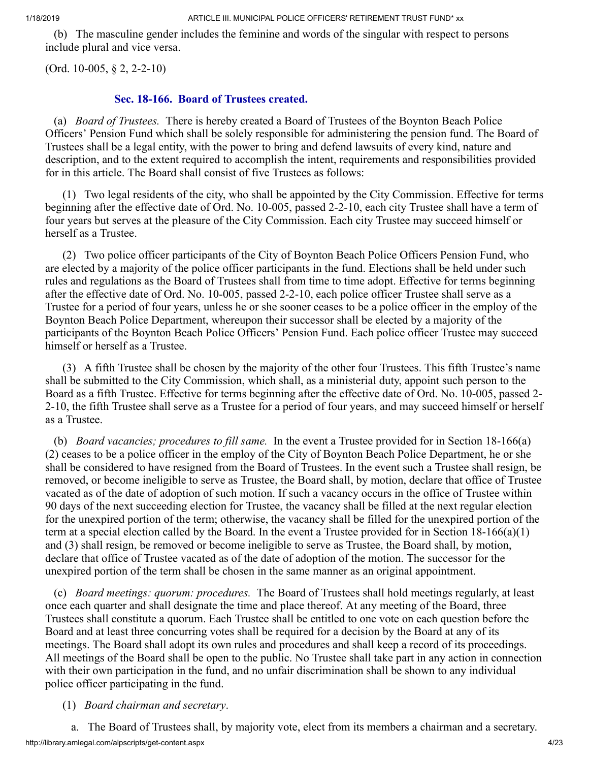(b) The masculine gender includes the feminine and words of the singular with respect to persons include plural and vice versa.

(Ord. 10-005, § 2, 2-2-10)

### Sec. 18-166. Board of Trustees created.

(a) *Board of Trustees.* There is hereby created a Board of Trustees of the Boynton Beach Police Officers' Pension Fund which shall be solely responsible for administering the pension fund. The Board of Trustees shall be a legal entity, with the power to bring and defend lawsuits of every kind, nature and description, and to the extent required to accomplish the intent, requirements and responsibilities provided for in this article. The Board shall consist of five Trustees as follows:

(1) Two legal residents of the city, who shall be appointed by the City Commission. Effective for terms beginning after the effective date of Ord. No. 10-005, passed 2-2-10, each city Trustee shall have a term of four years but serves at the pleasure of the City Commission. Each city Trustee may succeed himself or herself as a Trustee.

(2) Two police officer participants of the City of Boynton Beach Police Officers Pension Fund, who are elected by a majority of the police officer participants in the fund. Elections shall be held under such rules and regulations as the Board of Trustees shall from time to time adopt. Effective for terms beginning after the effective date of Ord. No. 10-005, passed 2-2-10, each police officer Trustee shall serve as a Trustee for a period of four years, unless he or she sooner ceases to be a police officer in the employ of the Boynton Beach Police Department, whereupon their successor shall be elected by a majority of the participants of the Boynton Beach Police Officers' Pension Fund. Each police officer Trustee may succeed himself or herself as a Trustee.

(3) A fifth Trustee shall be chosen by the majority of the other four Trustees. This fifth Trustee's name shall be submitted to the City Commission, which shall, as a ministerial duty, appoint such person to the Board as a fifth Trustee. Effective for terms beginning after the effective date of Ord. No. 10-005, passed 2-2-10, the fifth Trustee shall serve as a Trustee for a period of four years, and may succeed himself or herself as a Trustee.

(b) *Board vacancies; procedures to fill same.* In the event a Trustee provided for in Section 18-166(a)(2) ceases to be a police officer in the employ of the City of Boynton Beach Police Department, he or she shall be considered to have resigned from the Board of Trustees. In the event such a Trustee shall resign, be removed, or become ineligible to serve as Trustee, the Board shall, by motion, declare that office of Trustee vacated as of the date of adoption of such motion. If such a vacancy occurs in the office of Trustee within 90 days of the next succeeding election for Trustee, the vacancy shall be filled at the next regular election for the unexpired portion of the term; otherwise, the vacancy shall be filled for the unexpired portion of the term at a special election called by the Board. In the event a Trustee provided for in Section 18-166(a)(1) and (3) shall resign, be removed or become ineligible to serve as Trustee, the Board shall, by motion, declare that office of Trustee vacated as of the date of adoption of the motion. The successor for the unexpired portion of the term shall be chosen in the same manner as an original appointment.

(c) *Board meetings: quorum: procedures.* The Board of Trustees shall hold meetings regularly, at least once each quarter and shall designate the time and place thereof. At any meeting of the Board, three Trustees shall constitute a quorum. Each Trustee shall be entitled to one vote on each question before the Board and at least three concurring votes shall be required for a decision by the Board at any of its meetings. The Board shall adopt its own rules and procedures and shall keep a record of its proceedings. All meetings of the Board shall be open to the public. No Trustee shall take part in any action in connection with their own participation in the fund, and no unfair discrimination shall be shown to any individual police officer participating in the fund.

(1) *Board chairman and secretary*.

a. The Board of Trustees shall, by majority vote, elect from its members a chairman and a secretary.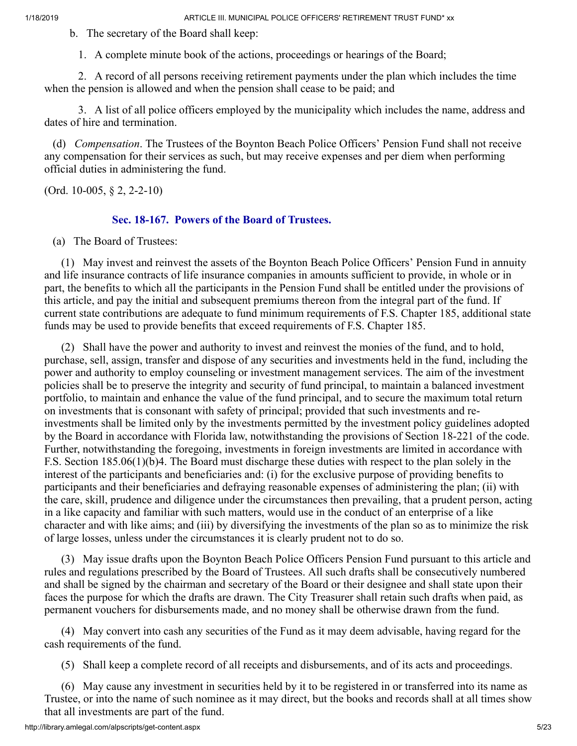b. The secretary of the Board shall keep:

1. A complete minute book of the actions, proceedings or hearings of the Board;

2. A record of all persons receiving retirement payments under the plan which includes the time when the pension is allowed and when the pension shall cease to be paid; and

3. A list of all police officers employed by the municipality which includes the name, address and dates of hire and termination.

(d) *Compensation*. The Trustees of the Boynton Beach Police Officers' Pension Fund shall not receive any compensation for their services as such, but may receive expenses and per diem when performing official duties in administering the fund.

(Ord. 10-005, § 2, 2-2-10)

### Sec. 18-167. Powers of the Board of Trustees.

(a) The Board of Trustees:

(1) May invest and reinvest the assets of the Boynton Beach Police Officers' Pension Fund in annuity and life insurance contracts of life insurance companies in amounts sufficient to provide, in whole or in part, the benefits to which all the participants in the Pension Fund shall be entitled under the provisions of this article, and pay the initial and subsequent premiums thereon from the integral part of the fund. If current state contributions are adequate to fund minimum requirements of F.S. Chapter 185, additional state funds may be used to provide benefits that exceed requirements of F.S. Chapter 185.

(2) Shall have the power and authority to invest and reinvest the monies of the fund, and to hold, purchase, sell, assign, transfer and dispose of any securities and investments held in the fund, including the power and authority to employ counseling or investment management services. The aim of the investment policies shall be to preserve the integrity and security of fund principal, to maintain a balanced investment portfolio, to maintain and enhance the value of the fund principal, and to secure the maximum total return on investments that is consonant with safety of principal; provided that such investments and re-investments shall be limited only by the investments permitted by the investment policy guidelines adopted by the Board in accordance with Florida law, notwithstanding the provisions of Section 18-221 of the code. Further, notwithstanding the foregoing, investments in foreign investments are limited in accordance with F.S. Section 185.06(1)(b)4. The Board must discharge these duties with respect to the plan solely in the interest of the participants and beneficiaries and: (i) for the exclusive purpose of providing benefits to participants and their beneficiaries and defraying reasonable expenses of administering the plan; (ii) with the care, skill, prudence and diligence under the circumstances then prevailing, that a prudent person, acting in a like capacity and familiar with such matters, would use in the conduct of an enterprise of a like character and with like aims; and (iii) by diversifying the investments of the plan so as to minimize the risk of large losses, unless under the circumstances it is clearly prudent not to do so.

(3) May issue drafts upon the Boynton Beach Police Officers Pension Fund pursuant to this article and rules and regulations prescribed by the Board of Trustees. All such drafts shall be consecutively numbered and shall be signed by the chairman and secretary of the Board or their designee and shall state upon their faces the purpose for which the drafts are drawn. The City Treasurer shall retain such drafts when paid, as permanent vouchers for disbursements made, and no money shall be otherwise drawn from the fund.

(4) May convert into cash any securities of the Fund as it may deem advisable, having regard for the cash requirements of the fund.

(5) Shall keep a complete record of all receipts and disbursements, and of its acts and proceedings.

(6) May cause any investment in securities held by it to be registered in or transferred into its name as Trustee, or into the name of such nominee as it may direct, but the books and records shall at all times show that all investments are part of the fund.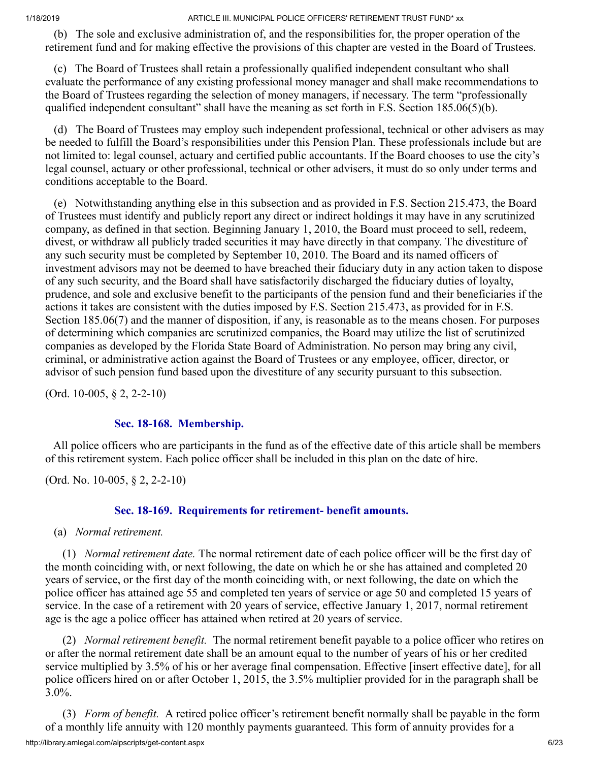(b) The sole and exclusive administration of, and the responsibilities for, the proper operation of the retirement fund and for making effective the provisions of this chapter are vested in the Board of Trustees.

(c) The Board of Trustees shall retain a professionally qualified independent consultant who shall evaluate the performance of any existing professional money manager and shall make recommendations to the Board of Trustees regarding the selection of money managers, if necessary. The term "professionally qualified independent consultant" shall have the meaning as set forth in F.S. Section 185.06(5)(b).

(d) The Board of Trustees may employ such independent professional, technical or other advisers as may be needed to fulfill the Board's responsibilities under this Pension Plan. These professionals include but are not limited to: legal counsel, actuary and certified public accountants. If the Board chooses to use the city's legal counsel, actuary or other professional, technical or other advisers, it must do so only under terms and conditions acceptable to the Board.

(e) Notwithstanding anything else in this subsection and as provided in F.S. Section 215.473, the Board of Trustees must identify and publicly report any direct or indirect holdings it may have in any scrutinized company, as defined in that section. Beginning January 1, 2010, the Board must proceed to sell, redeem, divest, or withdraw all publicly traded securities it may have directly in that company. The divestiture of any such security must be completed by September 10, 2010. The Board and its named officers of investment advisors may not be deemed to have breached their fiduciary duty in any action taken to dispose of any such security, and the Board shall have satisfactorily discharged the fiduciary duties of loyalty, prudence, and sole and exclusive benefit to the participants of the pension fund and their beneficiaries if the actions it takes are consistent with the duties imposed by F.S. Section 215.473, as provided for in F.S. Section 185.06(7) and the manner of disposition, if any, is reasonable as to the means chosen. For purposes of determining which companies are scrutinized companies, the Board may utilize the list of scrutinized companies as developed by the Florida State Board of Administration. No person may bring any civil, criminal, or administrative action against the Board of Trustees or any employee, officer, director, or advisor of such pension fund based upon the divestiture of any security pursuant to this subsection.

(Ord. 10-005, § 2, 2-2-10)

### Sec. 18-168. Membership.

All police officers who are participants in the fund as of the effective date of this article shall be members of this retirement system. Each police officer shall be included in this plan on the date of hire.

(Ord. No. 10-005, § 2, 2-2-10)

### Sec. 18-169. Requirements for retirement- benefit amounts.

(a) *Normal retirement.*

(1) *Normal retirement date.* The normal retirement date of each police officer will be the first day of the month coinciding with, or next following, the date on which he or she has attained and completed 20 years of service, or the first day of the month coinciding with, or next following, the date on which the police officer has attained age 55 and completed ten years of service or age 50 and completed 15 years of service. In the case of a retirement with 20 years of service, effective January 1, 2017, normal retirement age is the age a police officer has attained when retired at 20 years of service.

(2) *Normal retirement benefit.* The normal retirement benefit payable to a police officer who retires on or after the normal retirement date shall be an amount equal to the number of years of his or her credited service multiplied by 3.5% of his or her average final compensation. Effective [insert effective date], for all police officers hired on or after October 1, 2015, the 3.5% multiplier provided for in the paragraph shall be 3.0%.

(3) *Form of benefit.* A retired police officer's retirement benefit normally shall be payable in the form of a monthly life annuity with 120 monthly payments guaranteed. This form of annuity provides for a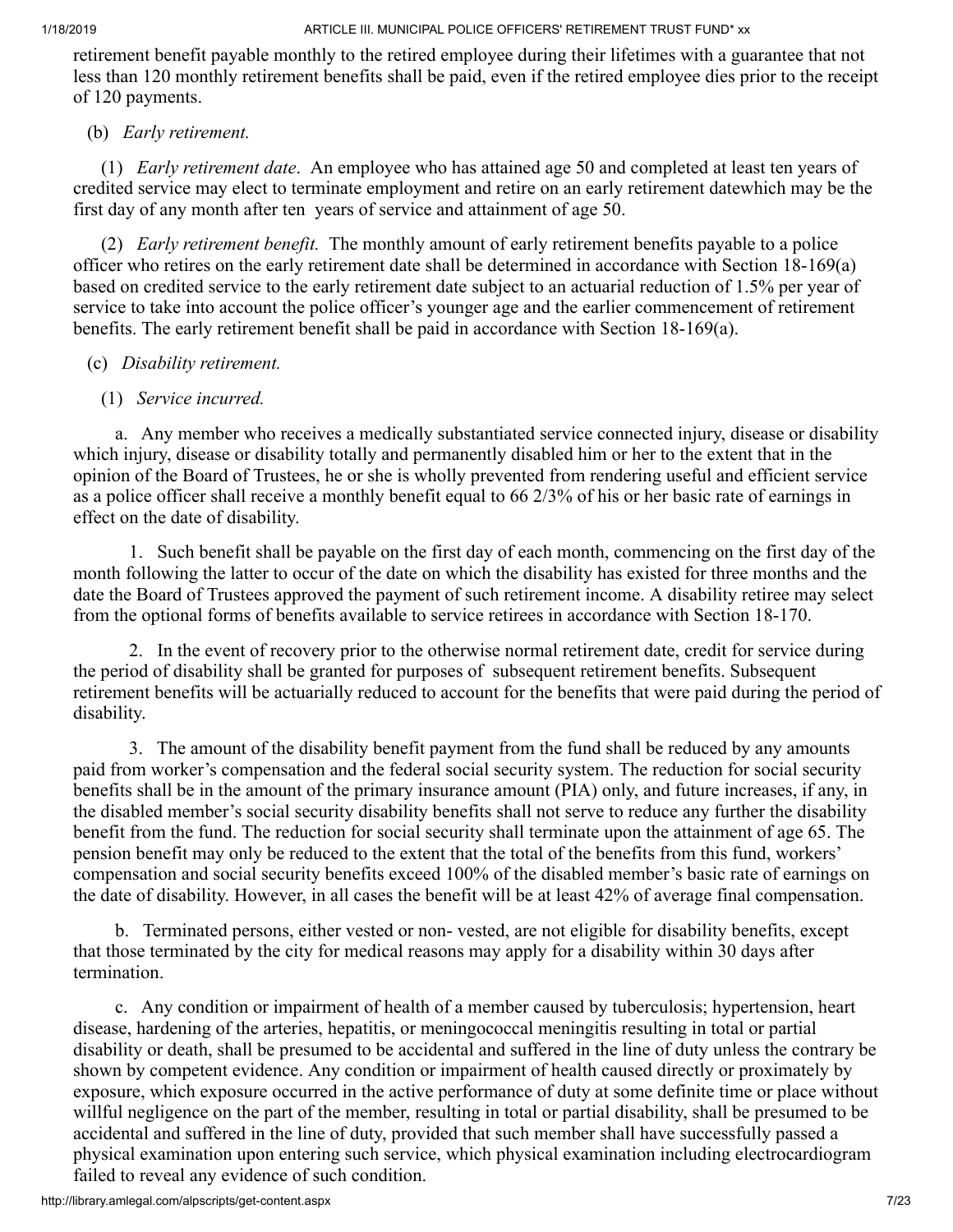retirement benefit payable monthly to the retired employee during their lifetimes with a guarantee that not less than 120 monthly retirement benefits shall be paid, even if the retired employee dies prior to the receipt of 120 payments.

(b) *Early retirement.*

(1) *Early retirement date*. An employee who has attained age 50 and completed at least ten years of credited service may elect to terminate employment and retire on an early retirement datewhich may be the first day of any month after ten years of service and attainment of age 50.

(2) *Early retirement benefit.* The monthly amount of early retirement benefits payable to a police officer who retires on the early retirement date shall be determined in accordance with Section 18-169(a) based on credited service to the early retirement date subject to an actuarial reduction of 1.5% per year of service to take into account the police officer's younger age and the earlier commencement of retirement benefits. The early retirement benefit shall be paid in accordance with Section 18-169(a).

(c) *Disability retirement.*

(1) *Service incurred.*

a. Any member who receives a medically substantiated service connected injury, disease or disability which injury, disease or disability totally and permanently disabled him or her to the extent that in the opinion of the Board of Trustees, he or she is wholly prevented from rendering useful and efficient service as a police officer shall receive a monthly benefit equal to 66 2/3% of his or her basic rate of earnings in effect on the date of disability.

1. Such benefit shall be payable on the first day of each month, commencing on the first day of the month following the latter to occur of the date on which the disability has existed for three months and the date the Board of Trustees approved the payment of such retirement income. A disability retiree may select from the optional forms of benefits available to service retirees in accordance with Section 18-170.

2. In the event of recovery prior to the otherwise normal retirement date, credit for service during the period of disability shall be granted for purposes of subsequent retirement benefits. Subsequent retirement benefits will be actuarially reduced to account for the benefits that were paid during the period of disability.

3. The amount of the disability benefit payment from the fund shall be reduced by any amounts paid from worker's compensation and the federal social security system. The reduction for social security benefits shall be in the amount of the primary insurance amount (PIA) only, and future increases, if any, in the disabled member's social security disability benefits shall not serve to reduce any further the disability benefit from the fund. The reduction for social security shall terminate upon the attainment of age 65. The pension benefit may only be reduced to the extent that the total of the benefits from this fund, workers' compensation and social security benefits exceed 100% of the disabled member's basic rate of earnings on the date of disability. However, in all cases the benefit will be at least 42% of average final compensation.

b. Terminated persons, either vested or non- vested, are not eligible for disability benefits, except that those terminated by the city for medical reasons may apply for a disability within 30 days after termination.

c. Any condition or impairment of health of a member caused by tuberculosis; hypertension, heart disease, hardening of the arteries, hepatitis, or meningococcal meningitis resulting in total or partial disability or death, shall be presumed to be accidental and suffered in the line of duty unless the contrary be shown by competent evidence. Any condition or impairment of health caused directly or proximately by exposure, which exposure occurred in the active performance of duty at some definite time or place without willful negligence on the part of the member, resulting in total or partial disability, shall be presumed to be accidental and suffered in the line of duty, provided that such member shall have successfully passed a physical examination upon entering such service, which physical examination including electrocardiogram failed to reveal any evidence of such condition.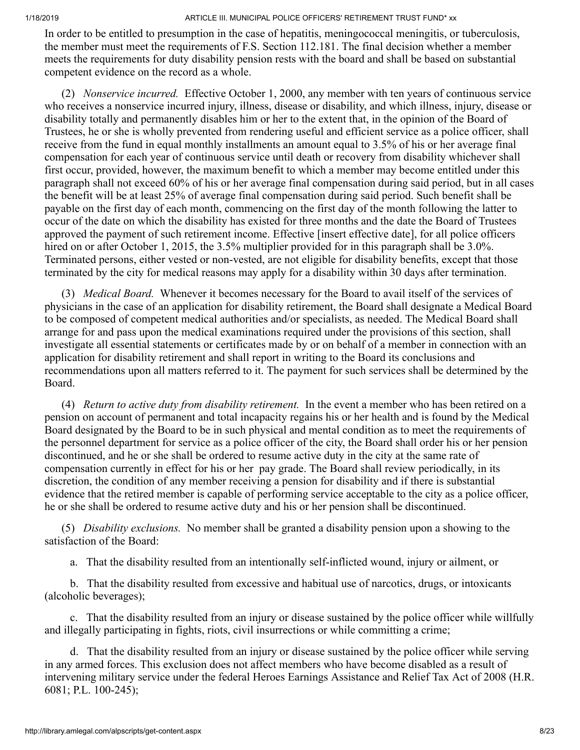In order to be entitled to presumption in the case of hepatitis, meningococcal meningitis, or tuberculosis, the member must meet the requirements of F.S. Section 112.181. The final decision whether a member meets the requirements for duty disability pension rests with the board and shall be based on substantial competent evidence on the record as a whole.

(2) *Nonservice incurred.* Effective October 1, 2000, any member with ten years of continuous service who receives a nonservice incurred injury, illness, disease or disability, and which illness, injury, disease or disability totally and permanently disables him or her to the extent that, in the opinion of the Board of Trustees, he or she is wholly prevented from rendering useful and efficient service as a police officer, shall receive from the fund in equal monthly installments an amount equal to 3.5% of his or her average final compensation for each year of continuous service until death or recovery from disability whichever shall first occur, provided, however, the maximum benefit to which a member may become entitled under this paragraph shall not exceed 60% of his or her average final compensation during said period, but in all cases the benefit will be at least 25% of average final compensation during said period. Such benefit shall be payable on the first day of each month, commencing on the first day of the month following the latter to occur of the date on which the disability has existed for three months and the date the Board of Trustees approved the payment of such retirement income. Effective [insert effective date], for all police officers hired on or after October 1, 2015, the 3.5% multiplier provided for in this paragraph shall be 3.0%. Terminated persons, either vested or non-vested, are not eligible for disability benefits, except that those terminated by the city for medical reasons may apply for a disability within 30 days after termination.

(3) *Medical Board.* Whenever it becomes necessary for the Board to avail itself of the services of physicians in the case of an application for disability retirement, the Board shall designate a Medical Board to be composed of competent medical authorities and/or specialists, as needed. The Medical Board shall arrange for and pass upon the medical examinations required under the provisions of this section, shall investigate all essential statements or certificates made by or on behalf of a member in connection with an application for disability retirement and shall report in writing to the Board its conclusions and recommendations upon all matters referred to it. The payment for such services shall be determined by the Board.

(4) *Return to active duty from disability retirement.* In the event a member who has been retired on a pension on account of permanent and total incapacity regains his or her health and is found by the Medical Board designated by the Board to be in such physical and mental condition as to meet the requirements of the personnel department for service as a police officer of the city, the Board shall order his or her pension discontinued, and he or she shall be ordered to resume active duty in the city at the same rate of compensation currently in effect for his or her pay grade. The Board shall review periodically, in its discretion, the condition of any member receiving a pension for disability and if there is substantial evidence that the retired member is capable of performing service acceptable to the city as a police officer, he or she shall be ordered to resume active duty and his or her pension shall be discontinued.

(5) *Disability exclusions.* No member shall be granted a disability pension upon a showing to the satisfaction of the Board:

a. That the disability resulted from an intentionally self-inflicted wound, injury or ailment, or

b. That the disability resulted from excessive and habitual use of narcotics, drugs, or intoxicants (alcoholic beverages);

c. That the disability resulted from an injury or disease sustained by the police officer while willfully and illegally participating in fights, riots, civil insurrections or while committing a crime;

d. That the disability resulted from an injury or disease sustained by the police officer while serving in any armed forces. This exclusion does not affect members who have become disabled as a result of intervening military service under the federal Heroes Earnings Assistance and Relief Tax Act of 2008 (H.R. 6081; P.L. 100-245);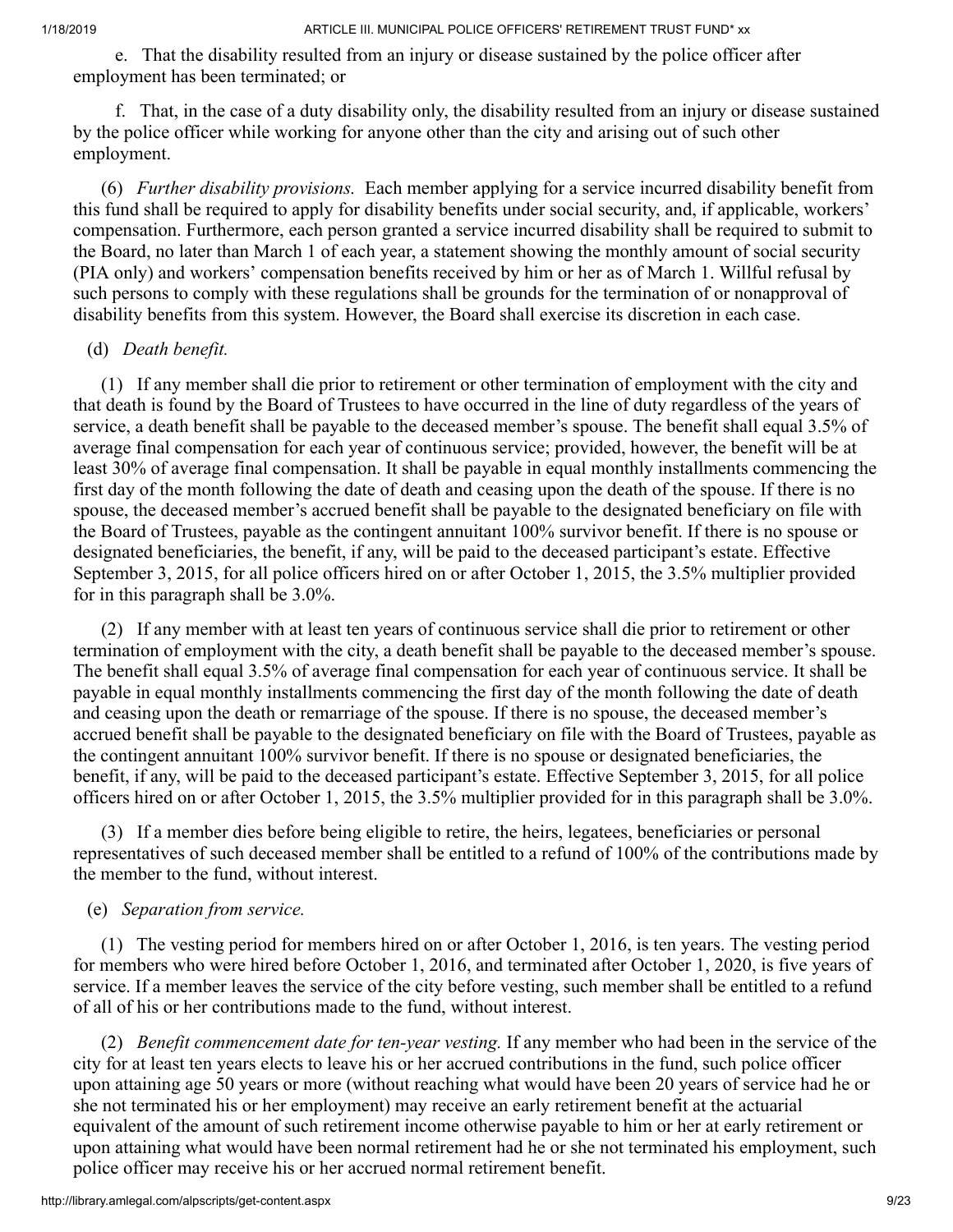e. That the disability resulted from an injury or disease sustained by the police officer after employment has been terminated; or

f. That, in the case of a duty disability only, the disability resulted from an injury or disease sustained by the police officer while working for anyone other than the city and arising out of such other employment.

(6) *Further disability provisions.* Each member applying for a service incurred disability benefit from this fund shall be required to apply for disability benefits under social security, and, if applicable, workers' compensation. Furthermore, each person granted a service incurred disability shall be required to submit to the Board, no later than March 1 of each year, a statement showing the monthly amount of social security (PIA only) and workers' compensation benefits received by him or her as of March 1. Willful refusal by such persons to comply with these regulations shall be grounds for the termination of or nonapproval of disability benefits from this system. However, the Board shall exercise its discretion in each case.

(d) *Death benefit.*

(1) If any member shall die prior to retirement or other termination of employment with the city and that death is found by the Board of Trustees to have occurred in the line of duty regardless of the years of service, a death benefit shall be payable to the deceased member's spouse. The benefit shall equal 3.5% of average final compensation for each year of continuous service; provided, however, the benefit will be at least 30% of average final compensation. It shall be payable in equal monthly installments commencing the first day of the month following the date of death and ceasing upon the death of the spouse. If there is no spouse, the deceased member's accrued benefit shall be payable to the designated beneficiary on file with the Board of Trustees, payable as the contingent annuitant 100% survivor benefit. If there is no spouse or designated beneficiaries, the benefit, if any, will be paid to the deceased participant's estate. Effective September 3, 2015, for all police officers hired on or after October 1, 2015, the 3.5% multiplier provided for in this paragraph shall be 3.0%.

(2) If any member with at least ten years of continuous service shall die prior to retirement or other termination of employment with the city, a death benefit shall be payable to the deceased member's spouse. The benefit shall equal 3.5% of average final compensation for each year of continuous service. It shall be payable in equal monthly installments commencing the first day of the month following the date of death and ceasing upon the death or remarriage of the spouse. If there is no spouse, the deceased member's accrued benefit shall be payable to the designated beneficiary on file with the Board of Trustees, payable as the contingent annuitant 100% survivor benefit. If there is no spouse or designated beneficiaries, the benefit, if any, will be paid to the deceased participant's estate. Effective September 3, 2015, for all police officers hired on or after October 1, 2015, the 3.5% multiplier provided for in this paragraph shall be 3.0%.

(3) If a member dies before being eligible to retire, the heirs, legatees, beneficiaries or personal representatives of such deceased member shall be entitled to a refund of 100% of the contributions made by the member to the fund, without interest.

(e) *Separation from service.*

(1) The vesting period for members hired on or after October 1, 2016, is ten years. The vesting period for members who were hired before October 1, 2016, and terminated after October 1, 2020, is five years of service. If a member leaves the service of the city before vesting, such member shall be entitled to a refund of all of his or her contributions made to the fund, without interest.

(2) *Benefit commencement date for ten-year vesting.* If any member who had been in the service of the city for at least ten years elects to leave his or her accrued contributions in the fund, such police officer upon attaining age 50 years or more (without reaching what would have been 20 years of service had he or she not terminated his or her employment) may receive an early retirement benefit at the actuarial equivalent of the amount of such retirement income otherwise payable to him or her at early retirement or upon attaining what would have been normal retirement had he or she not terminated his employment, such police officer may receive his or her accrued normal retirement benefit.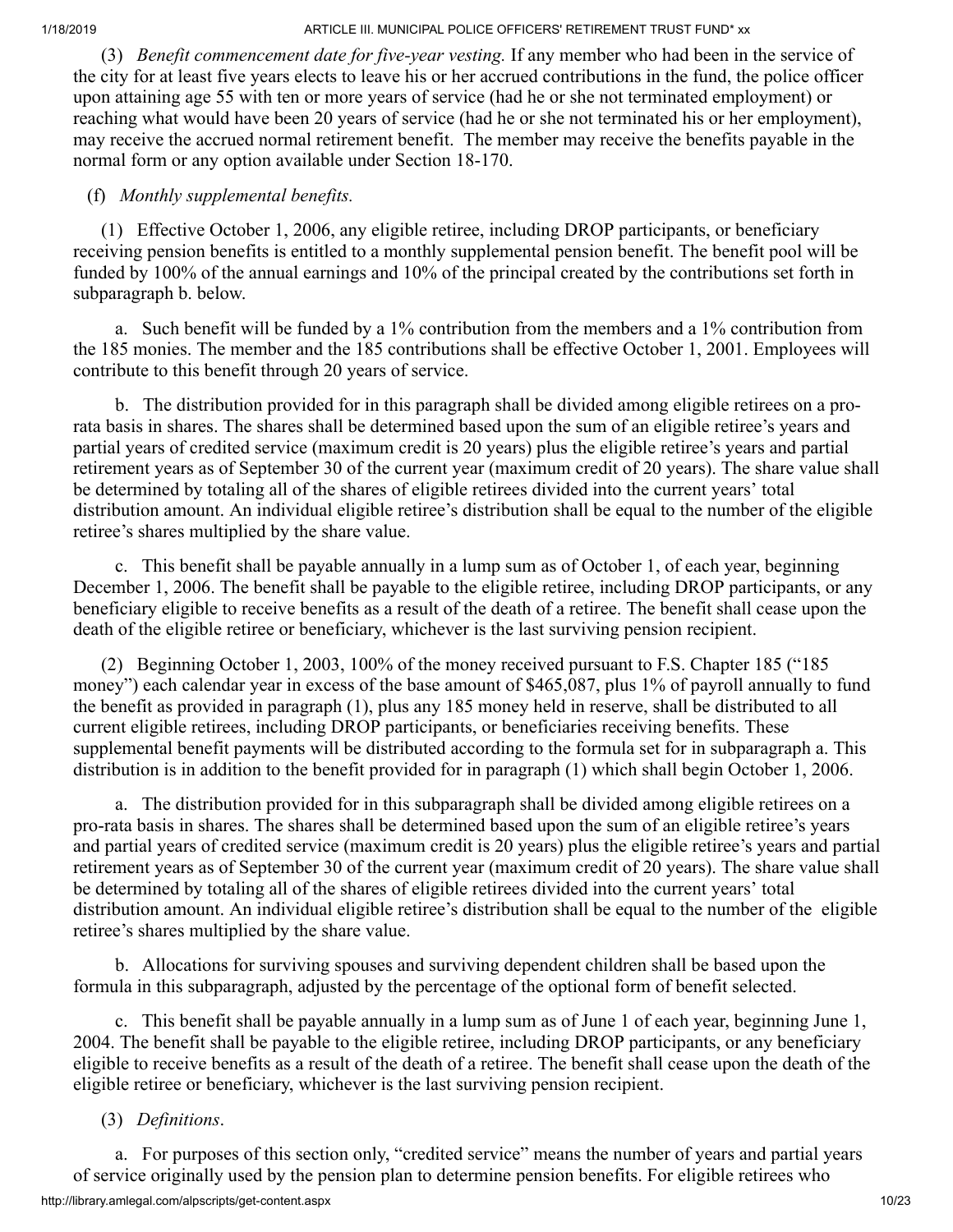(3) *Benefit commencement date for five-year vesting.* If any member who had been in the service of the city for at least five years elects to leave his or her accrued contributions in the fund, the police officer upon attaining age 55 with ten or more years of service (had he or she not terminated employment) or reaching what would have been 20 years of service (had he or she not terminated his or her employment), may receive the accrued normal retirement benefit. The member may receive the benefits payable in the normal form or any option available under Section 18-170.

(f) *Monthly supplemental benefits.*

(1) Effective October 1, 2006, any eligible retiree, including DROP participants, or beneficiary receiving pension benefits is entitled to a monthly supplemental pension benefit. The benefit pool will be funded by 100% of the annual earnings and 10% of the principal created by the contributions set forth in subparagraph b. below.

a. Such benefit will be funded by a 1% contribution from the members and a 1% contribution from the 185 monies. The member and the 185 contributions shall be effective October 1, 2001. Employees will contribute to this benefit through 20 years of service.

b. The distribution provided for in this paragraph shall be divided among eligible retirees on a pro-rata basis in shares. The shares shall be determined based upon the sum of an eligible retiree's years and partial years of credited service (maximum credit is 20 years) plus the eligible retiree's years and partial retirement years as of September 30 of the current year (maximum credit of 20 years). The share value shall be determined by totaling all of the shares of eligible retirees divided into the current years' total distribution amount. An individual eligible retiree's distribution shall be equal to the number of the eligible retiree's shares multiplied by the share value.

c. This benefit shall be payable annually in a lump sum as of October 1, of each year, beginning December 1, 2006. The benefit shall be payable to the eligible retiree, including DROP participants, or any beneficiary eligible to receive benefits as a result of the death of a retiree. The benefit shall cease upon the death of the eligible retiree or beneficiary, whichever is the last surviving pension recipient.

(2) Beginning October 1, 2003, 100% of the money received pursuant to F.S. Chapter 185 ("185 money") each calendar year in excess of the base amount of $465,087, plus 1% of payroll annually to fund the benefit as provided in paragraph (1), plus any 185 money held in reserve, shall be distributed to all current eligible retirees, including DROP participants, or beneficiaries receiving benefits. These supplemental benefit payments will be distributed according to the formula set for in subparagraph a. This distribution is in addition to the benefit provided for in paragraph (1) which shall begin October 1, 2006.

a. The distribution provided for in this subparagraph shall be divided among eligible retirees on a pro-rata basis in shares. The shares shall be determined based upon the sum of an eligible retiree's years and partial years of credited service (maximum credit is 20 years) plus the eligible retiree's years and partial retirement years as of September 30 of the current year (maximum credit of 20 years). The share value shall be determined by totaling all of the shares of eligible retirees divided into the current years' total distribution amount. An individual eligible retiree's distribution shall be equal to the number of the eligible retiree's shares multiplied by the share value.

b. Allocations for surviving spouses and surviving dependent children shall be based upon the formula in this subparagraph, adjusted by the percentage of the optional form of benefit selected.

c. This benefit shall be payable annually in a lump sum as of June 1 of each year, beginning June 1, 2004. The benefit shall be payable to the eligible retiree, including DROP participants, or any beneficiary eligible to receive benefits as a result of the death of a retiree. The benefit shall cease upon the death of the eligible retiree or beneficiary, whichever is the last surviving pension recipient.

(3) *Definitions*.

a. For purposes of this section only, "credited service" means the number of years and partial years of service originally used by the pension plan to determine pension benefits. For eligible retirees who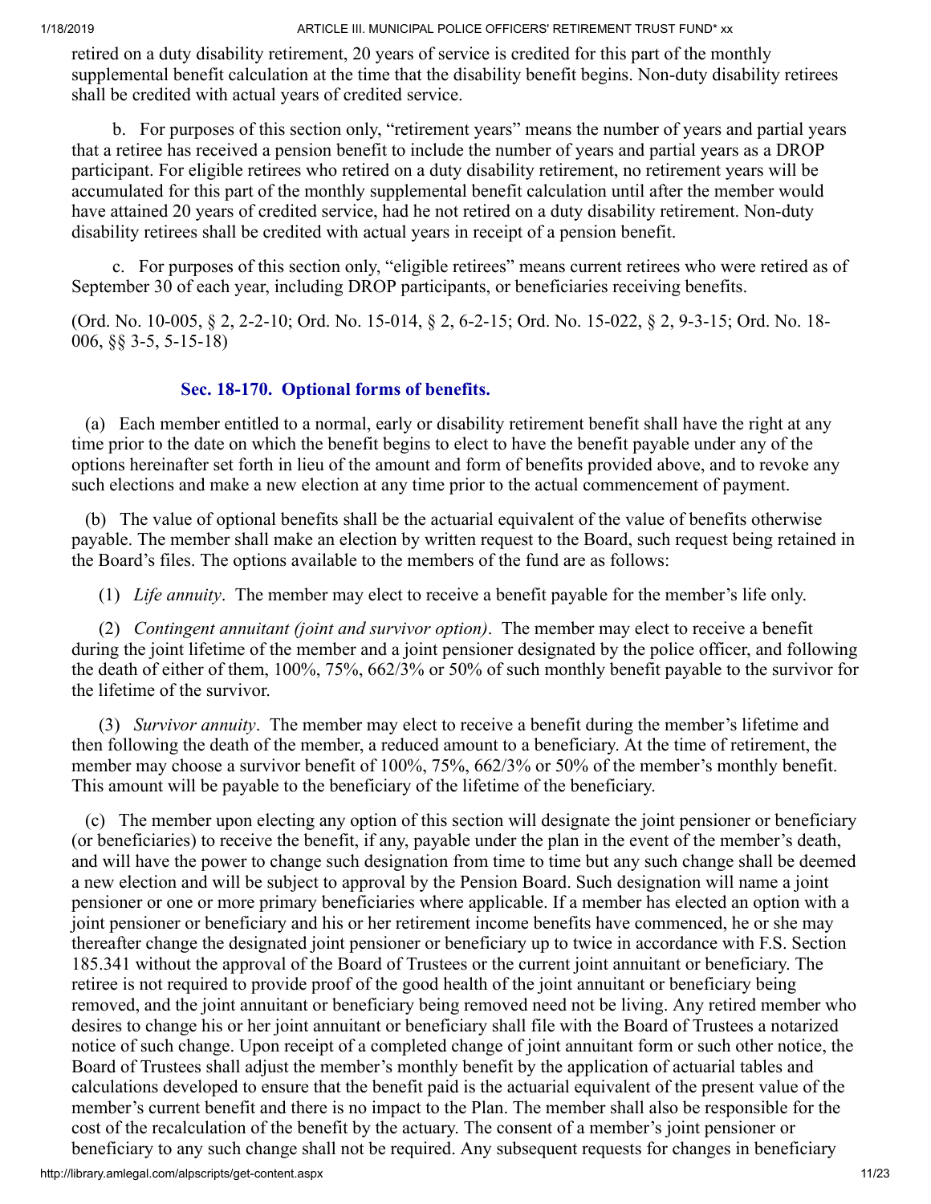retired on a duty disability retirement, 20 years of service is credited for this part of the monthly supplemental benefit calculation at the time that the disability benefit begins. Non-duty disability retirees shall be credited with actual years of credited service.

b. For purposes of this section only, "retirement years" means the number of years and partial years that a retiree has received a pension benefit to include the number of years and partial years as a DROP participant. For eligible retirees who retired on a duty disability retirement, no retirement years will be accumulated for this part of the monthly supplemental benefit calculation until after the member would have attained 20 years of credited service, had he not retired on a duty disability retirement. Non-duty disability retirees shall be credited with actual years in receipt of a pension benefit.

c. For purposes of this section only, "eligible retirees" means current retirees who were retired as of September 30 of each year, including DROP participants, or beneficiaries receiving benefits.

(Ord. No. 10-005, § 2, 2-2-10; Ord. No. 15-014, § 2, 6-2-15; Ord. No. 15-022, § 2, 9-3-15; Ord. No. 18-006, §§ 3-5, 5-15-18)

### Sec. 18-170. Optional forms of benefits.

(a) Each member entitled to a normal, early or disability retirement benefit shall have the right at any time prior to the date on which the benefit begins to elect to have the benefit payable under any of the options hereinafter set forth in lieu of the amount and form of benefits provided above, and to revoke any such elections and make a new election at any time prior to the actual commencement of payment.

(b) The value of optional benefits shall be the actuarial equivalent of the value of benefits otherwise payable. The member shall make an election by written request to the Board, such request being retained in the Board's files. The options available to the members of the fund are as follows:

(1) *Life annuity*. The member may elect to receive a benefit payable for the member's life only.

(2) *Contingent annuitant (joint and survivor option)*. The member may elect to receive a benefit during the joint lifetime of the member and a joint pensioner designated by the police officer, and following the death of either of them, 100%, 75%, 662/3% or 50% of such monthly benefit payable to the survivor for the lifetime of the survivor.

(3) *Survivor annuity*. The member may elect to receive a benefit during the member's lifetime and then following the death of the member, a reduced amount to a beneficiary. At the time of retirement, the member may choose a survivor benefit of 100%, 75%, 662/3% or 50% of the member's monthly benefit. This amount will be payable to the beneficiary of the lifetime of the beneficiary.

(c) The member upon electing any option of this section will designate the joint pensioner or beneficiary (or beneficiaries) to receive the benefit, if any, payable under the plan in the event of the member's death, and will have the power to change such designation from time to time but any such change shall be deemed a new election and will be subject to approval by the Pension Board. Such designation will name a joint pensioner or one or more primary beneficiaries where applicable. If a member has elected an option with a joint pensioner or beneficiary and his or her retirement income benefits have commenced, he or she may thereafter change the designated joint pensioner or beneficiary up to twice in accordance with F.S. Section 185.341 without the approval of the Board of Trustees or the current joint annuitant or beneficiary. The retiree is not required to provide proof of the good health of the joint annuitant or beneficiary being removed, and the joint annuitant or beneficiary being removed need not be living. Any retired member who desires to change his or her joint annuitant or beneficiary shall file with the Board of Trustees a notarized notice of such change. Upon receipt of a completed change of joint annuitant form or such other notice, the Board of Trustees shall adjust the member's monthly benefit by the application of actuarial tables and calculations developed to ensure that the benefit paid is the actuarial equivalent of the present value of the member's current benefit and there is no impact to the Plan. The member shall also be responsible for the cost of the recalculation of the benefit by the actuary. The consent of a member's joint pensioner or beneficiary to any such change shall not be required. Any subsequent requests for changes in beneficiary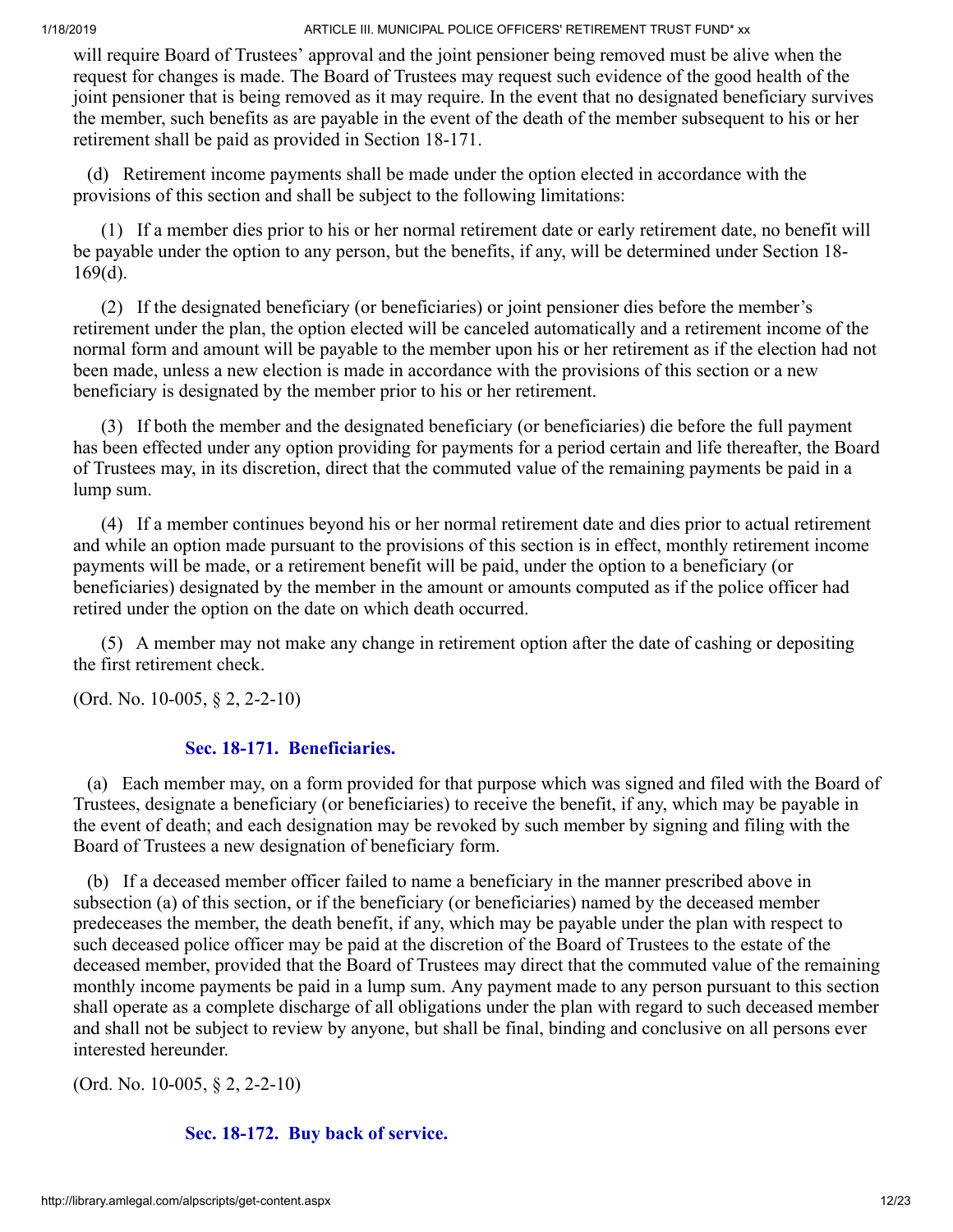will require Board of Trustees' approval and the joint pensioner being removed must be alive when the request for changes is made. The Board of Trustees may request such evidence of the good health of the joint pensioner that is being removed as it may require. In the event that no designated beneficiary survives the member, such benefits as are payable in the event of the death of the member subsequent to his or her retirement shall be paid as provided in Section 18-171.

(d) Retirement income payments shall be made under the option elected in accordance with the provisions of this section and shall be subject to the following limitations:

(1) If a member dies prior to his or her normal retirement date or early retirement date, no benefit will be payable under the option to any person, but the benefits, if any, will be determined under Section 18-169(d).

(2) If the designated beneficiary (or beneficiaries) or joint pensioner dies before the member's retirement under the plan, the option elected will be canceled automatically and a retirement income of the normal form and amount will be payable to the member upon his or her retirement as if the election had not been made, unless a new election is made in accordance with the provisions of this section or a new beneficiary is designated by the member prior to his or her retirement.

(3) If both the member and the designated beneficiary (or beneficiaries) die before the full payment has been effected under any option providing for payments for a period certain and life thereafter, the Board of Trustees may, in its discretion, direct that the commuted value of the remaining payments be paid in a lump sum.

(4) If a member continues beyond his or her normal retirement date and dies prior to actual retirement and while an option made pursuant to the provisions of this section is in effect, monthly retirement income payments will be made, or a retirement benefit will be paid, under the option to a beneficiary (or beneficiaries) designated by the member in the amount or amounts computed as if the police officer had retired under the option on the date on which death occurred.

(5) A member may not make any change in retirement option after the date of cashing or depositing the first retirement check.

(Ord. No. 10-005, § 2, 2-2-10)

### Sec. 18-171. Beneficiaries.

(a) Each member may, on a form provided for that purpose which was signed and filed with the Board of Trustees, designate a beneficiary (or beneficiaries) to receive the benefit, if any, which may be payable in the event of death; and each designation may be revoked by such member by signing and filing with the Board of Trustees a new designation of beneficiary form.

(b) If a deceased member officer failed to name a beneficiary in the manner prescribed above in subsection (a) of this section, or if the beneficiary (or beneficiaries) named by the deceased member predeceases the member, the death benefit, if any, which may be payable under the plan with respect to such deceased police officer may be paid at the discretion of the Board of Trustees to the estate of the deceased member, provided that the Board of Trustees may direct that the commuted value of the remaining monthly income payments be paid in a lump sum. Any payment made to any person pursuant to this section shall operate as a complete discharge of all obligations under the plan with regard to such deceased member and shall not be subject to review by anyone, but shall be final, binding and conclusive on all persons ever interested hereunder.

(Ord. No. 10-005, § 2, 2-2-10)

### Sec. 18-172. Buy back of service.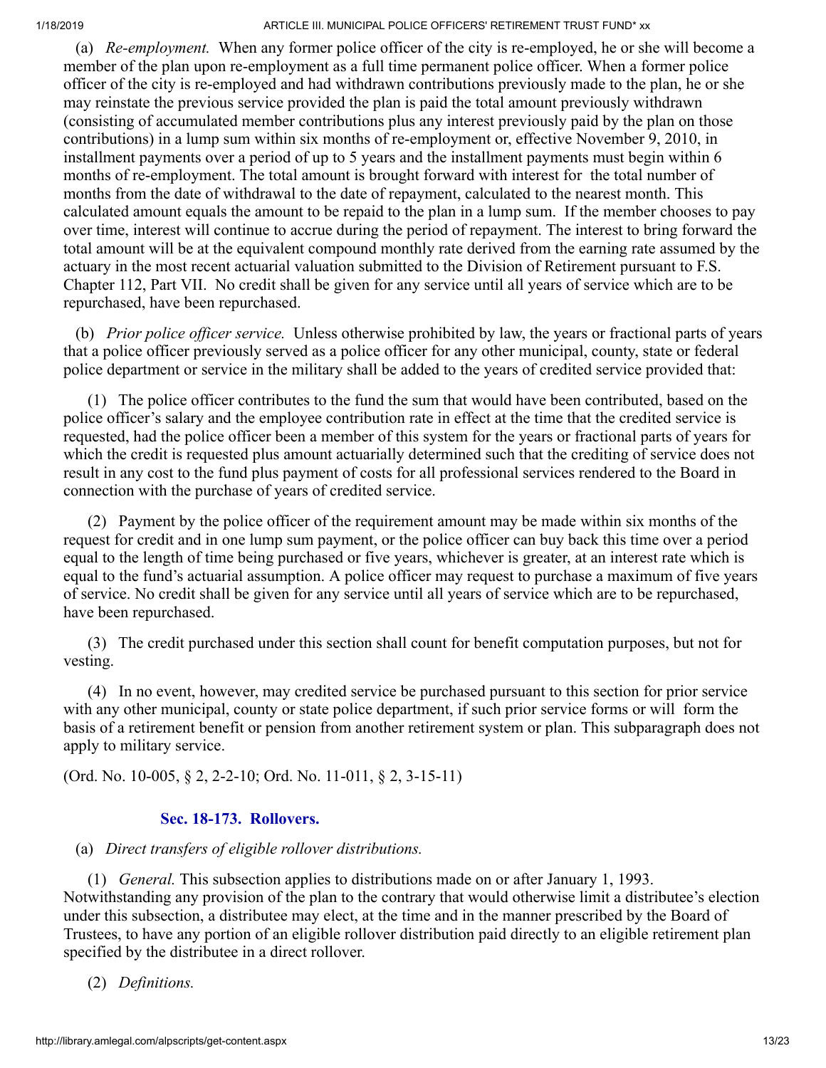(a) *Re-employment.* When any former police officer of the city is re-employed, he or she will become a member of the plan upon re-employment as a full time permanent police officer. When a former police officer of the city is re-employed and had withdrawn contributions previously made to the plan, he or she may reinstate the previous service provided the plan is paid the total amount previously withdrawn (consisting of accumulated member contributions plus any interest previously paid by the plan on those contributions) in a lump sum within six months of re-employment or, effective November 9, 2010, in installment payments over a period of up to 5 years and the installment payments must begin within 6 months of re-employment. The total amount is brought forward with interest for the total number of months from the date of withdrawal to the date of repayment, calculated to the nearest month. This calculated amount equals the amount to be repaid to the plan in a lump sum. If the member chooses to pay over time, interest will continue to accrue during the period of repayment. The interest to bring forward the total amount will be at the equivalent compound monthly rate derived from the earning rate assumed by the actuary in the most recent actuarial valuation submitted to the Division of Retirement pursuant to F.S. Chapter 112, Part VII. No credit shall be given for any service until all years of service which are to be repurchased, have been repurchased.

(b) *Prior police officer service.* Unless otherwise prohibited by law, the years or fractional parts of years that a police officer previously served as a police officer for any other municipal, county, state or federal police department or service in the military shall be added to the years of credited service provided that:

(1) The police officer contributes to the fund the sum that would have been contributed, based on the police officer's salary and the employee contribution rate in effect at the time that the credited service is requested, had the police officer been a member of this system for the years or fractional parts of years for which the credit is requested plus amount actuarially determined such that the crediting of service does not result in any cost to the fund plus payment of costs for all professional services rendered to the Board in connection with the purchase of years of credited service.

(2) Payment by the police officer of the requirement amount may be made within six months of the request for credit and in one lump sum payment, or the police officer can buy back this time over a period equal to the length of time being purchased or five years, whichever is greater, at an interest rate which is equal to the fund's actuarial assumption. A police officer may request to purchase a maximum of five years of service. No credit shall be given for any service until all years of service which are to be repurchased, have been repurchased.

(3) The credit purchased under this section shall count for benefit computation purposes, but not for vesting.

(4) In no event, however, may credited service be purchased pursuant to this section for prior service with any other municipal, county or state police department, if such prior service forms or will form the basis of a retirement benefit or pension from another retirement system or plan. This subparagraph does not apply to military service.

(Ord. No. 10-005, § 2, 2-2-10; Ord. No. 11-011, § 2, 3-15-11)

### Sec. 18-173. Rollovers.

(a) *Direct transfers of eligible rollover distributions.*

(1) *General.* This subsection applies to distributions made on or after January 1, 1993. Notwithstanding any provision of the plan to the contrary that would otherwise limit a distributee's election under this subsection, a distributee may elect, at the time and in the manner prescribed by the Board of Trustees, to have any portion of an eligible rollover distribution paid directly to an eligible retirement plan specified by the distributee in a direct rollover.

(2) *Definitions.*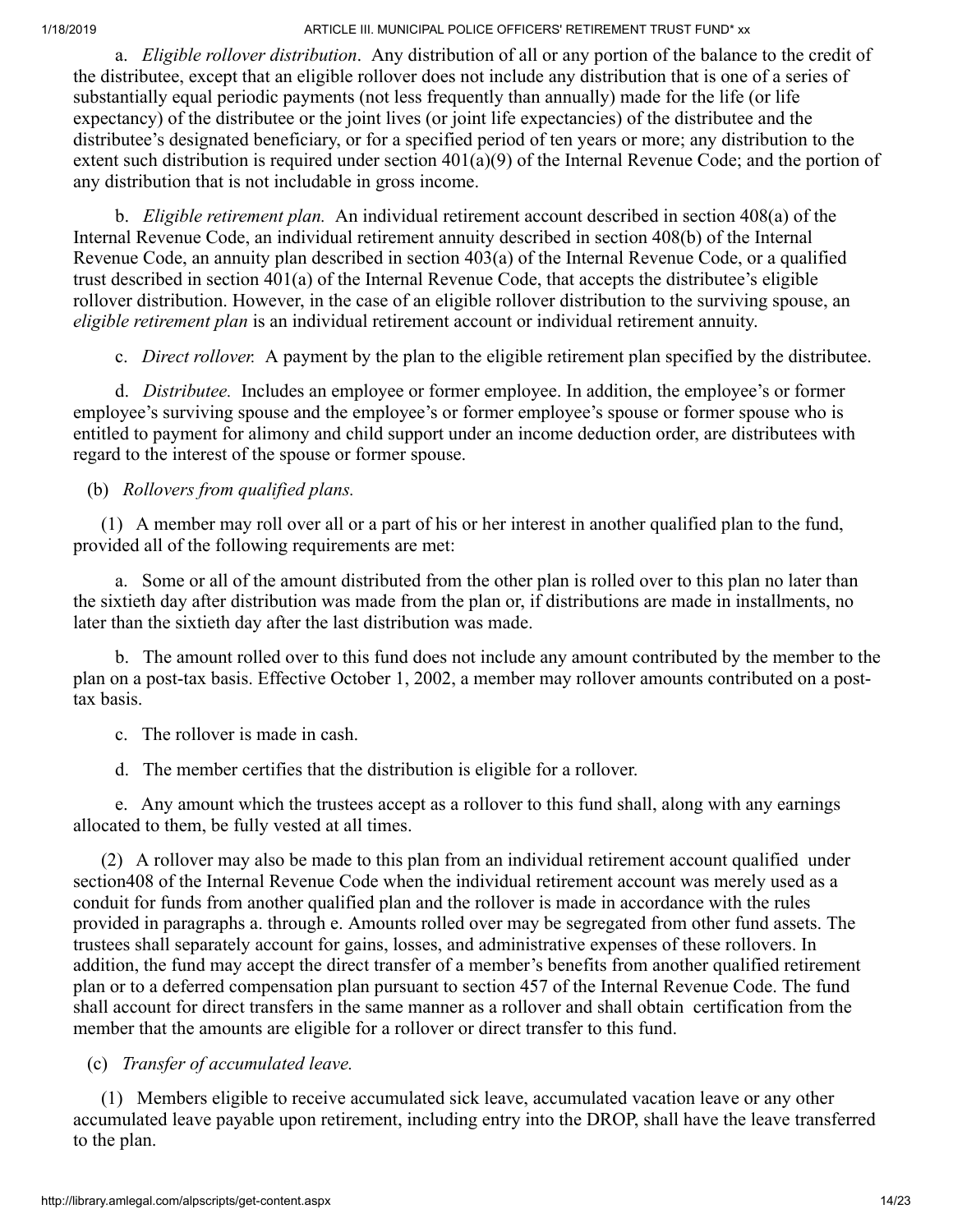a. *Eligible rollover distribution*. Any distribution of all or any portion of the balance to the credit of the distributee, except that an eligible rollover does not include any distribution that is one of a series of substantially equal periodic payments (not less frequently than annually) made for the life (or life expectancy) of the distributee or the joint lives (or joint life expectancies) of the distributee and the distributee's designated beneficiary, or for a specified period of ten years or more; any distribution to the extent such distribution is required under section 401(a)(9) of the Internal Revenue Code; and the portion of any distribution that is not includable in gross income.

b. *Eligible retirement plan.* An individual retirement account described in section 408(a) of the Internal Revenue Code, an individual retirement annuity described in section 408(b) of the Internal Revenue Code, an annuity plan described in section 403(a) of the Internal Revenue Code, or a qualified trust described in section 401(a) of the Internal Revenue Code, that accepts the distributee's eligible rollover distribution. However, in the case of an eligible rollover distribution to the surviving spouse, an *eligible retirement plan* is an individual retirement account or individual retirement annuity.

c. *Direct rollover.* A payment by the plan to the eligible retirement plan specified by the distributee.

d. *Distributee.* Includes an employee or former employee. In addition, the employee's or former employee's surviving spouse and the employee's or former employee's spouse or former spouse who is entitled to payment for alimony and child support under an income deduction order, are distributees with regard to the interest of the spouse or former spouse.

(b) *Rollovers from qualified plans.*

(1) A member may roll over all or a part of his or her interest in another qualified plan to the fund, provided all of the following requirements are met:

a. Some or all of the amount distributed from the other plan is rolled over to this plan no later than the sixtieth day after distribution was made from the plan or, if distributions are made in installments, no later than the sixtieth day after the last distribution was made.

b. The amount rolled over to this fund does not include any amount contributed by the member to the plan on a post-tax basis. Effective October 1, 2002, a member may rollover amounts contributed on a post-tax basis.

c. The rollover is made in cash.

d. The member certifies that the distribution is eligible for a rollover.

e. Any amount which the trustees accept as a rollover to this fund shall, along with any earnings allocated to them, be fully vested at all times.

(2) A rollover may also be made to this plan from an individual retirement account qualified under section408 of the Internal Revenue Code when the individual retirement account was merely used as a conduit for funds from another qualified plan and the rollover is made in accordance with the rules provided in paragraphs a. through e. Amounts rolled over may be segregated from other fund assets. The trustees shall separately account for gains, losses, and administrative expenses of these rollovers. In addition, the fund may accept the direct transfer of a member's benefits from another qualified retirement plan or to a deferred compensation plan pursuant to section 457 of the Internal Revenue Code. The fund shall account for direct transfers in the same manner as a rollover and shall obtain certification from the member that the amounts are eligible for a rollover or direct transfer to this fund.

(c) *Transfer of accumulated leave.*

(1) Members eligible to receive accumulated sick leave, accumulated vacation leave or any other accumulated leave payable upon retirement, including entry into the DROP, shall have the leave transferred to the plan.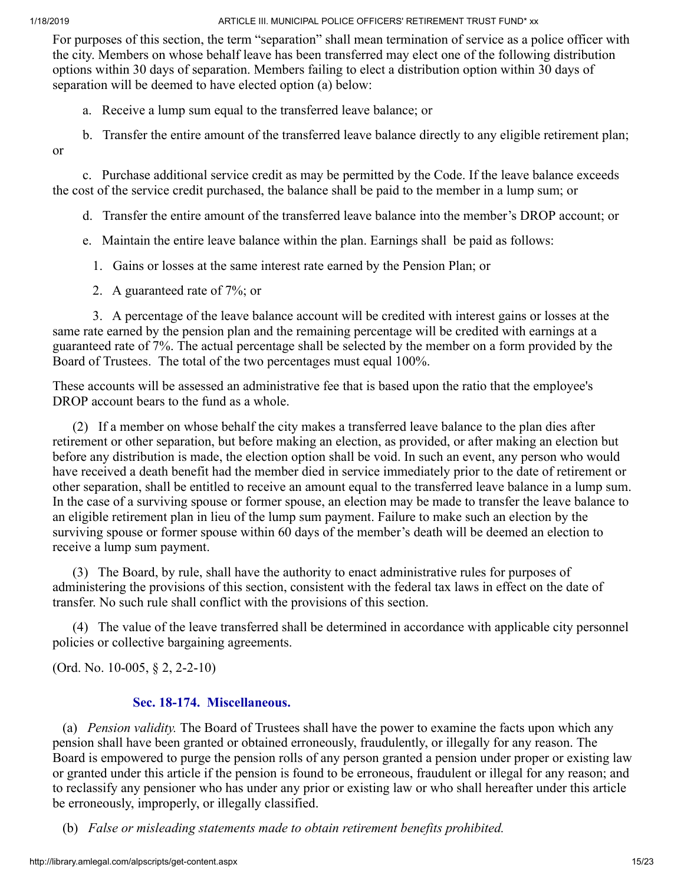For purposes of this section, the term "separation" shall mean termination of service as a police officer with the city. Members on whose behalf leave has been transferred may elect one of the following distribution options within 30 days of separation. Members failing to elect a distribution option within 30 days of separation will be deemed to have elected option (a) below:

a. Receive a lump sum equal to the transferred leave balance; or

b. Transfer the entire amount of the transferred leave balance directly to any eligible retirement plan; or

c. Purchase additional service credit as may be permitted by the Code. If the leave balance exceeds the cost of the service credit purchased, the balance shall be paid to the member in a lump sum; or

d. Transfer the entire amount of the transferred leave balance into the member's DROP account; or

e. Maintain the entire leave balance within the plan. Earnings shall be paid as follows:

1. Gains or losses at the same interest rate earned by the Pension Plan; or

2. A guaranteed rate of 7%; or

3. A percentage of the leave balance account will be credited with interest gains or losses at the same rate earned by the pension plan and the remaining percentage will be credited with earnings at a guaranteed rate of 7%. The actual percentage shall be selected by the member on a form provided by the Board of Trustees. The total of the two percentages must equal 100%.

These accounts will be assessed an administrative fee that is based upon the ratio that the employee's DROP account bears to the fund as a whole.

(2) If a member on whose behalf the city makes a transferred leave balance to the plan dies after retirement or other separation, but before making an election, as provided, or after making an election but before any distribution is made, the election option shall be void. In such an event, any person who would have received a death benefit had the member died in service immediately prior to the date of retirement or other separation, shall be entitled to receive an amount equal to the transferred leave balance in a lump sum. In the case of a surviving spouse or former spouse, an election may be made to transfer the leave balance to an eligible retirement plan in lieu of the lump sum payment. Failure to make such an election by the surviving spouse or former spouse within 60 days of the member's death will be deemed an election to receive a lump sum payment.

(3) The Board, by rule, shall have the authority to enact administrative rules for purposes of administering the provisions of this section, consistent with the federal tax laws in effect on the date of transfer. No such rule shall conflict with the provisions of this section.

(4) The value of the leave transferred shall be determined in accordance with applicable city personnel policies or collective bargaining agreements.

(Ord. No. 10-005, § 2, 2-2-10)

### Sec. 18-174. Miscellaneous.

(a) *Pension validity.* The Board of Trustees shall have the power to examine the facts upon which any pension shall have been granted or obtained erroneously, fraudulently, or illegally for any reason. The Board is empowered to purge the pension rolls of any person granted a pension under proper or existing law or granted under this article if the pension is found to be erroneous, fraudulent or illegal for any reason; and to reclassify any pensioner who has under any prior or existing law or who shall hereafter under this article be erroneously, improperly, or illegally classified.

(b) *False or misleading statements made to obtain retirement benefits prohibited.*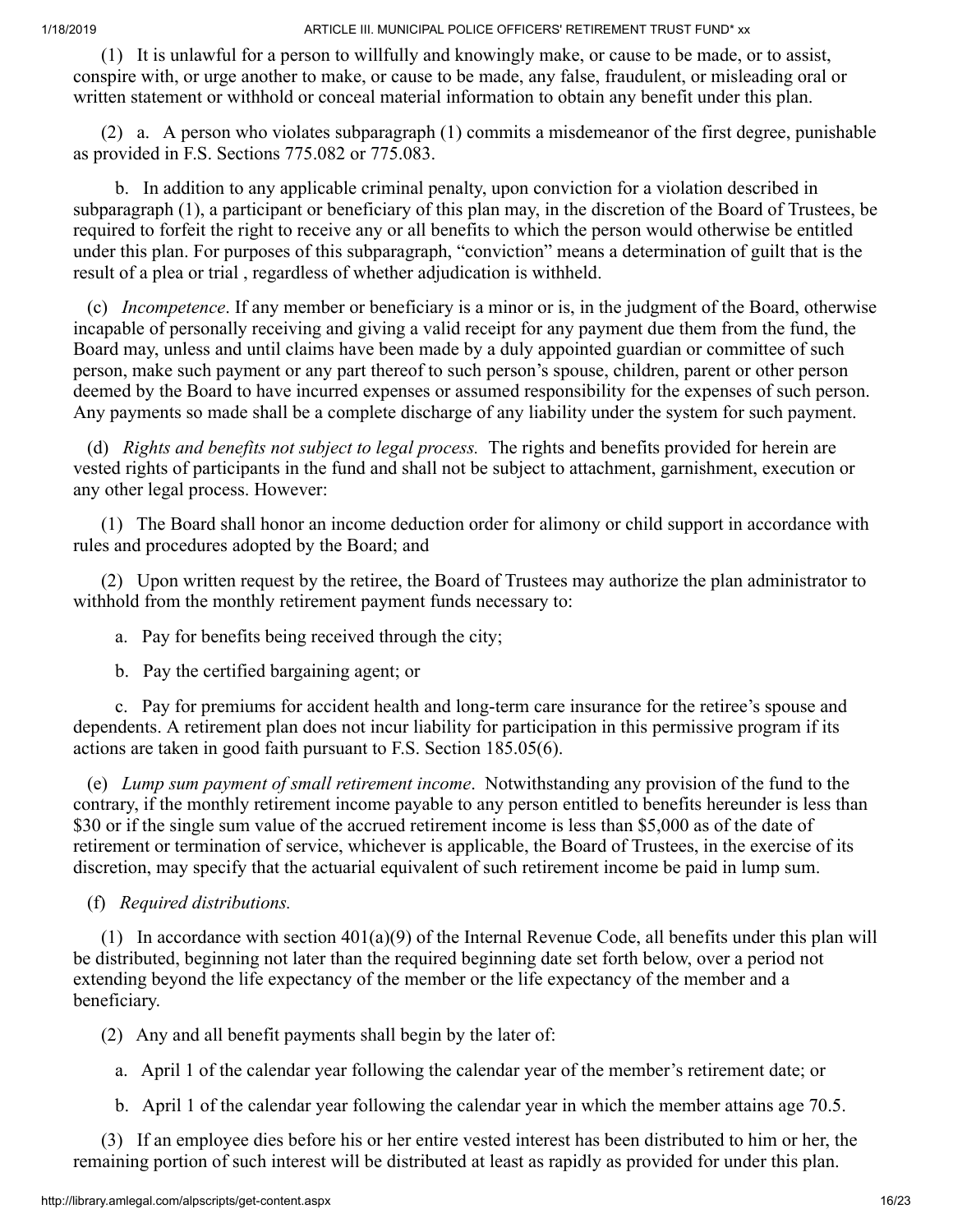(1) It is unlawful for a person to willfully and knowingly make, or cause to be made, or to assist, conspire with, or urge another to make, or cause to be made, any false, fraudulent, or misleading oral or written statement or withhold or conceal material information to obtain any benefit under this plan.

(2) a. A person who violates subparagraph (1) commits a misdemeanor of the first degree, punishable as provided in F.S. Sections 775.082 or 775.083.

b. In addition to any applicable criminal penalty, upon conviction for a violation described in subparagraph (1), a participant or beneficiary of this plan may, in the discretion of the Board of Trustees, be required to forfeit the right to receive any or all benefits to which the person would otherwise be entitled under this plan. For purposes of this subparagraph, "conviction" means a determination of guilt that is the result of a plea or trial , regardless of whether adjudication is withheld.

(c) *Incompetence*. If any member or beneficiary is a minor or is, in the judgment of the Board, otherwise incapable of personally receiving and giving a valid receipt for any payment due them from the fund, the Board may, unless and until claims have been made by a duly appointed guardian or committee of such person, make such payment or any part thereof to such person's spouse, children, parent or other person deemed by the Board to have incurred expenses or assumed responsibility for the expenses of such person. Any payments so made shall be a complete discharge of any liability under the system for such payment.

(d) *Rights and benefits not subject to legal process.* The rights and benefits provided for herein are vested rights of participants in the fund and shall not be subject to attachment, garnishment, execution or any other legal process. However:

(1) The Board shall honor an income deduction order for alimony or child support in accordance with rules and procedures adopted by the Board; and

(2) Upon written request by the retiree, the Board of Trustees may authorize the plan administrator to withhold from the monthly retirement payment funds necessary to:

a. Pay for benefits being received through the city;

b. Pay the certified bargaining agent; or

c. Pay for premiums for accident health and long-term care insurance for the retiree's spouse and dependents. A retirement plan does not incur liability for participation in this permissive program if its actions are taken in good faith pursuant to F.S. Section 185.05(6).

(e) *Lump sum payment of small retirement income*. Notwithstanding any provision of the fund to the contrary, if the monthly retirement income payable to any person entitled to benefits hereunder is less than $30 or if the single sum value of the accrued retirement income is less than $5,000 as of the date of retirement or termination of service, whichever is applicable, the Board of Trustees, in the exercise of its discretion, may specify that the actuarial equivalent of such retirement income be paid in lump sum.

(f) *Required distributions.*

(1) In accordance with section 401(a)(9) of the Internal Revenue Code, all benefits under this plan will be distributed, beginning not later than the required beginning date set forth below, over a period not extending beyond the life expectancy of the member or the life expectancy of the member and a beneficiary.

(2) Any and all benefit payments shall begin by the later of:

a. April 1 of the calendar year following the calendar year of the member's retirement date; or

b. April 1 of the calendar year following the calendar year in which the member attains age 70.5.

(3) If an employee dies before his or her entire vested interest has been distributed to him or her, the remaining portion of such interest will be distributed at least as rapidly as provided for under this plan.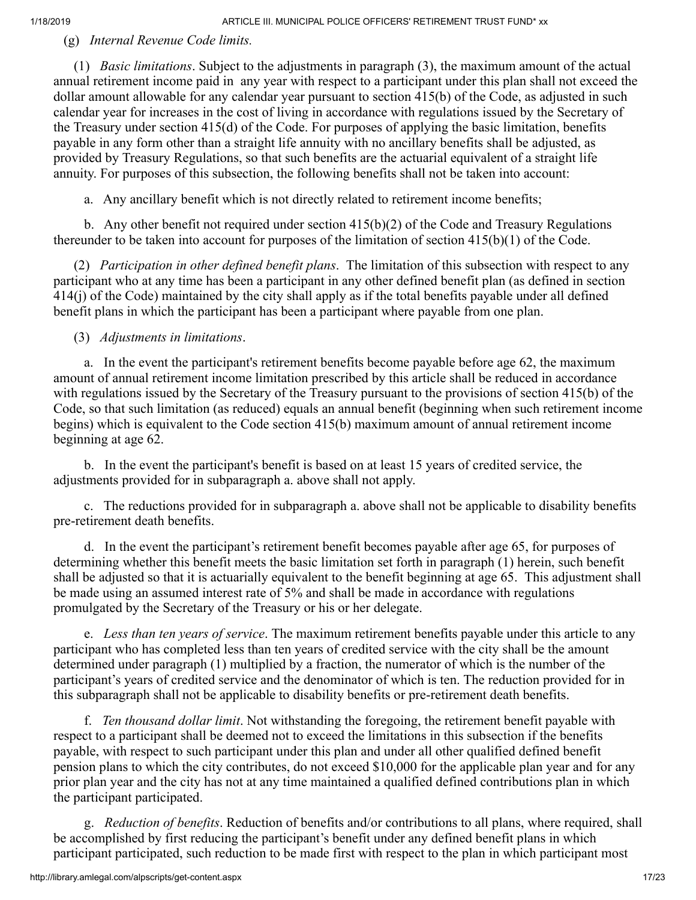(g) *Internal Revenue Code limits.*

(1) *Basic limitations*. Subject to the adjustments in paragraph (3), the maximum amount of the actual annual retirement income paid in any year with respect to a participant under this plan shall not exceed the dollar amount allowable for any calendar year pursuant to section 415(b) of the Code, as adjusted in such calendar year for increases in the cost of living in accordance with regulations issued by the Secretary of the Treasury under section 415(d) of the Code. For purposes of applying the basic limitation, benefits payable in any form other than a straight life annuity with no ancillary benefits shall be adjusted, as provided by Treasury Regulations, so that such benefits are the actuarial equivalent of a straight life annuity. For purposes of this subsection, the following benefits shall not be taken into account:

a. Any ancillary benefit which is not directly related to retirement income benefits;

b. Any other benefit not required under section 415(b)(2) of the Code and Treasury Regulations thereunder to be taken into account for purposes of the limitation of section 415(b)(1) of the Code.

(2) *Participation in other defined benefit plans*. The limitation of this subsection with respect to any participant who at any time has been a participant in any other defined benefit plan (as defined in section 414(j) of the Code) maintained by the city shall apply as if the total benefits payable under all defined benefit plans in which the participant has been a participant where payable from one plan.

(3) *Adjustments in limitations*.

a. In the event the participant's retirement benefits become payable before age 62, the maximum amount of annual retirement income limitation prescribed by this article shall be reduced in accordance with regulations issued by the Secretary of the Treasury pursuant to the provisions of section 415(b) of the Code, so that such limitation (as reduced) equals an annual benefit (beginning when such retirement income begins) which is equivalent to the Code section 415(b) maximum amount of annual retirement income beginning at age 62.

b. In the event the participant's benefit is based on at least 15 years of credited service, the adjustments provided for in subparagraph a. above shall not apply.

c. The reductions provided for in subparagraph a. above shall not be applicable to disability benefits pre-retirement death benefits.

d. In the event the participant's retirement benefit becomes payable after age 65, for purposes of determining whether this benefit meets the basic limitation set forth in paragraph (1) herein, such benefit shall be adjusted so that it is actuarially equivalent to the benefit beginning at age 65. This adjustment shall be made using an assumed interest rate of 5% and shall be made in accordance with regulations promulgated by the Secretary of the Treasury or his or her delegate.

e. *Less than ten years of service*. The maximum retirement benefits payable under this article to any participant who has completed less than ten years of credited service with the city shall be the amount determined under paragraph (1) multiplied by a fraction, the numerator of which is the number of the participant's years of credited service and the denominator of which is ten. The reduction provided for in this subparagraph shall not be applicable to disability benefits or pre-retirement death benefits.

f. *Ten thousand dollar limit*. Not withstanding the foregoing, the retirement benefit payable with respect to a participant shall be deemed not to exceed the limitations in this subsection if the benefits payable, with respect to such participant under this plan and under all other qualified defined benefit pension plans to which the city contributes, do not exceed $10,000 for the applicable plan year and for any prior plan year and the city has not at any time maintained a qualified defined contributions plan in which the participant participated.

g. *Reduction of benefits*. Reduction of benefits and/or contributions to all plans, where required, shall be accomplished by first reducing the participant's benefit under any defined benefit plans in which participant participated, such reduction to be made first with respect to the plan in which participant most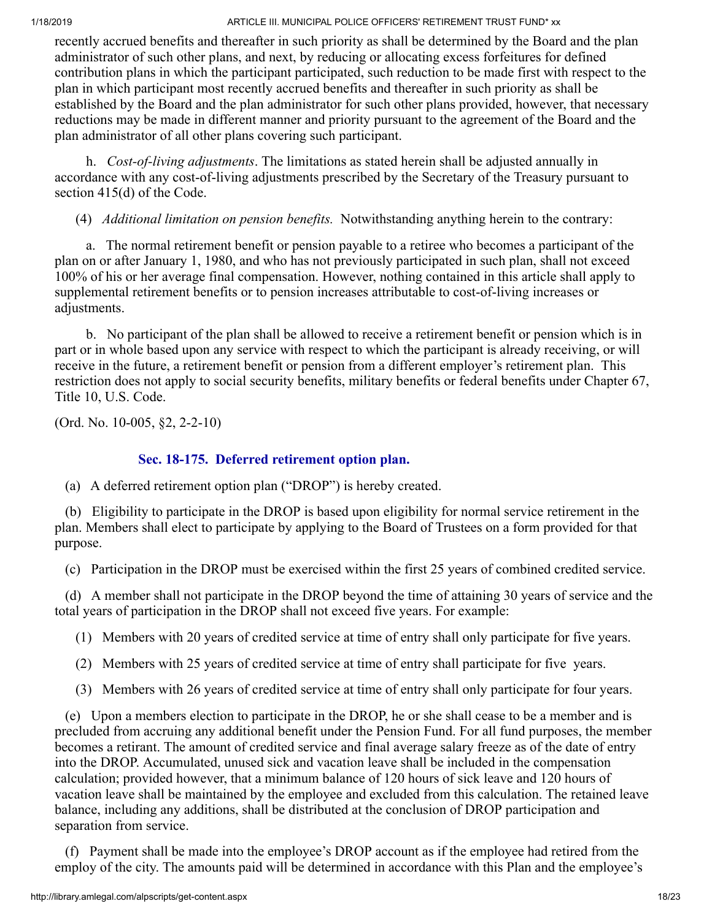recently accrued benefits and thereafter in such priority as shall be determined by the Board and the plan administrator of such other plans, and next, by reducing or allocating excess forfeitures for defined contribution plans in which the participant participated, such reduction to be made first with respect to the plan in which participant most recently accrued benefits and thereafter in such priority as shall be established by the Board and the plan administrator for such other plans provided, however, that necessary reductions may be made in different manner and priority pursuant to the agreement of the Board and the plan administrator of all other plans covering such participant.

h. *Cost-of-living adjustments*. The limitations as stated herein shall be adjusted annually in accordance with any cost-of-living adjustments prescribed by the Secretary of the Treasury pursuant to section 415(d) of the Code.

(4) *Additional limitation on pension benefits.* Notwithstanding anything herein to the contrary:

a. The normal retirement benefit or pension payable to a retiree who becomes a participant of the plan on or after January 1, 1980, and who has not previously participated in such plan, shall not exceed 100% of his or her average final compensation. However, nothing contained in this article shall apply to supplemental retirement benefits or to pension increases attributable to cost-of-living increases or adjustments.

b. No participant of the plan shall be allowed to receive a retirement benefit or pension which is in part or in whole based upon any service with respect to which the participant is already receiving, or will receive in the future, a retirement benefit or pension from a different employer's retirement plan. This restriction does not apply to social security benefits, military benefits or federal benefits under Chapter 67, Title 10, U.S. Code.

(Ord. No. 10-005, §2, 2-2-10)

### Sec. 18-175. Deferred retirement option plan.

(a) A deferred retirement option plan ("DROP") is hereby created.

(b) Eligibility to participate in the DROP is based upon eligibility for normal service retirement in the plan. Members shall elect to participate by applying to the Board of Trustees on a form provided for that purpose.

(c) Participation in the DROP must be exercised within the first 25 years of combined credited service.

(d) A member shall not participate in the DROP beyond the time of attaining 30 years of service and the total years of participation in the DROP shall not exceed five years. For example:

(1) Members with 20 years of credited service at time of entry shall only participate for five years.

(2) Members with 25 years of credited service at time of entry shall participate for five years.

(3) Members with 26 years of credited service at time of entry shall only participate for four years.

(e) Upon a members election to participate in the DROP, he or she shall cease to be a member and is precluded from accruing any additional benefit under the Pension Fund. For all fund purposes, the member becomes a retirant. The amount of credited service and final average salary freeze as of the date of entry into the DROP. Accumulated, unused sick and vacation leave shall be included in the compensation calculation; provided however, that a minimum balance of 120 hours of sick leave and 120 hours of vacation leave shall be maintained by the employee and excluded from this calculation. The retained leave balance, including any additions, shall be distributed at the conclusion of DROP participation and separation from service.

(f) Payment shall be made into the employee's DROP account as if the employee had retired from the employ of the city. The amounts paid will be determined in accordance with this Plan and the employee's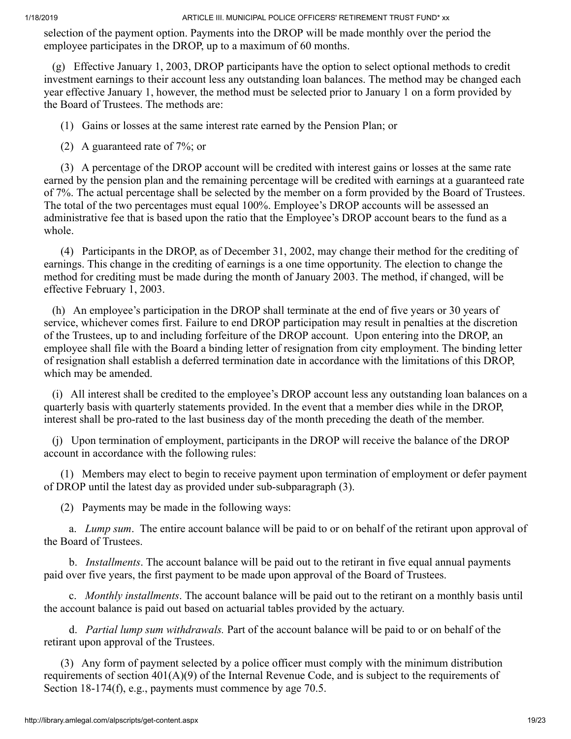selection of the payment option. Payments into the DROP will be made monthly over the period the employee participates in the DROP, up to a maximum of 60 months.

(g) Effective January 1, 2003, DROP participants have the option to select optional methods to credit investment earnings to their account less any outstanding loan balances. The method may be changed each year effective January 1, however, the method must be selected prior to January 1 on a form provided by the Board of Trustees. The methods are:

(1) Gains or losses at the same interest rate earned by the Pension Plan; or

(2) A guaranteed rate of 7%; or

(3) A percentage of the DROP account will be credited with interest gains or losses at the same rate earned by the pension plan and the remaining percentage will be credited with earnings at a guaranteed rate of 7%. The actual percentage shall be selected by the member on a form provided by the Board of Trustees. The total of the two percentages must equal 100%. Employee's DROP accounts will be assessed an administrative fee that is based upon the ratio that the Employee's DROP account bears to the fund as a whole.

(4) Participants in the DROP, as of December 31, 2002, may change their method for the crediting of earnings. This change in the crediting of earnings is a one time opportunity. The election to change the method for crediting must be made during the month of January 2003. The method, if changed, will be effective February 1, 2003.

(h) An employee's participation in the DROP shall terminate at the end of five years or 30 years of service, whichever comes first. Failure to end DROP participation may result in penalties at the discretion of the Trustees, up to and including forfeiture of the DROP account. Upon entering into the DROP, an employee shall file with the Board a binding letter of resignation from city employment. The binding letter of resignation shall establish a deferred termination date in accordance with the limitations of this DROP, which may be amended.

(i) All interest shall be credited to the employee's DROP account less any outstanding loan balances on a quarterly basis with quarterly statements provided. In the event that a member dies while in the DROP, interest shall be pro-rated to the last business day of the month preceding the death of the member.

(j) Upon termination of employment, participants in the DROP will receive the balance of the DROP account in accordance with the following rules:

(1) Members may elect to begin to receive payment upon termination of employment or defer payment of DROP until the latest day as provided under sub-subparagraph (3).

(2) Payments may be made in the following ways:

a. *Lump sum*. The entire account balance will be paid to or on behalf of the retirant upon approval of the Board of Trustees.

b. *Installments*. The account balance will be paid out to the retirant in five equal annual payments paid over five years, the first payment to be made upon approval of the Board of Trustees.

c. *Monthly installments*. The account balance will be paid out to the retirant on a monthly basis until the account balance is paid out based on actuarial tables provided by the actuary.

d. *Partial lump sum withdrawals.* Part of the account balance will be paid to or on behalf of the retirant upon approval of the Trustees.

(3) Any form of payment selected by a police officer must comply with the minimum distribution requirements of section 401(A)(9) of the Internal Revenue Code, and is subject to the requirements of Section 18-174(f), e.g., payments must commence by age 70.5.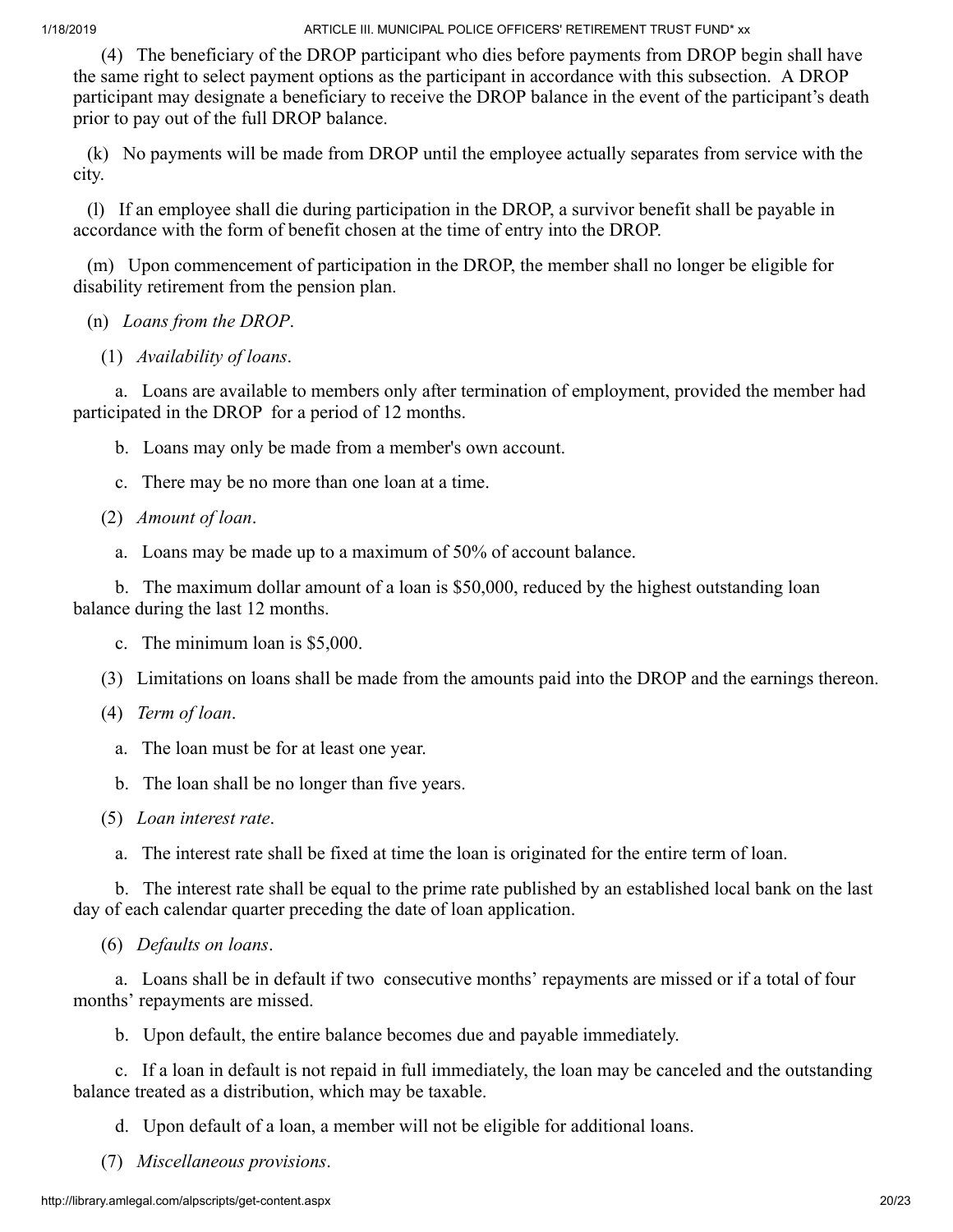(4) The beneficiary of the DROP participant who dies before payments from DROP begin shall have the same right to select payment options as the participant in accordance with this subsection. A DROP participant may designate a beneficiary to receive the DROP balance in the event of the participant's death prior to pay out of the full DROP balance.

(k) No payments will be made from DROP until the employee actually separates from service with the city.

(l) If an employee shall die during participation in the DROP, a survivor benefit shall be payable in accordance with the form of benefit chosen at the time of entry into the DROP.

(m) Upon commencement of participation in the DROP, the member shall no longer be eligible for disability retirement from the pension plan.

(n) *Loans from the DROP*.

(1) *Availability of loans*.

a. Loans are available to members only after termination of employment, provided the member had participated in the DROP for a period of 12 months.

b. Loans may only be made from a member's own account.

c. There may be no more than one loan at a time.

(2) *Amount of loan*.

a. Loans may be made up to a maximum of 50% of account balance.

b. The maximum dollar amount of a loan is $50,000, reduced by the highest outstanding loan balance during the last 12 months.

c. The minimum loan is $5,000.

(3) Limitations on loans shall be made from the amounts paid into the DROP and the earnings thereon.

(4) *Term of loan*.

a. The loan must be for at least one year.

b. The loan shall be no longer than five years.

(5) *Loan interest rate*.

a. The interest rate shall be fixed at time the loan is originated for the entire term of loan.

b. The interest rate shall be equal to the prime rate published by an established local bank on the last day of each calendar quarter preceding the date of loan application.

(6) *Defaults on loans*.

a. Loans shall be in default if two consecutive months' repayments are missed or if a total of four months' repayments are missed.

b. Upon default, the entire balance becomes due and payable immediately.

c. If a loan in default is not repaid in full immediately, the loan may be canceled and the outstanding balance treated as a distribution, which may be taxable.

d. Upon default of a loan, a member will not be eligible for additional loans.

(7) *Miscellaneous provisions*.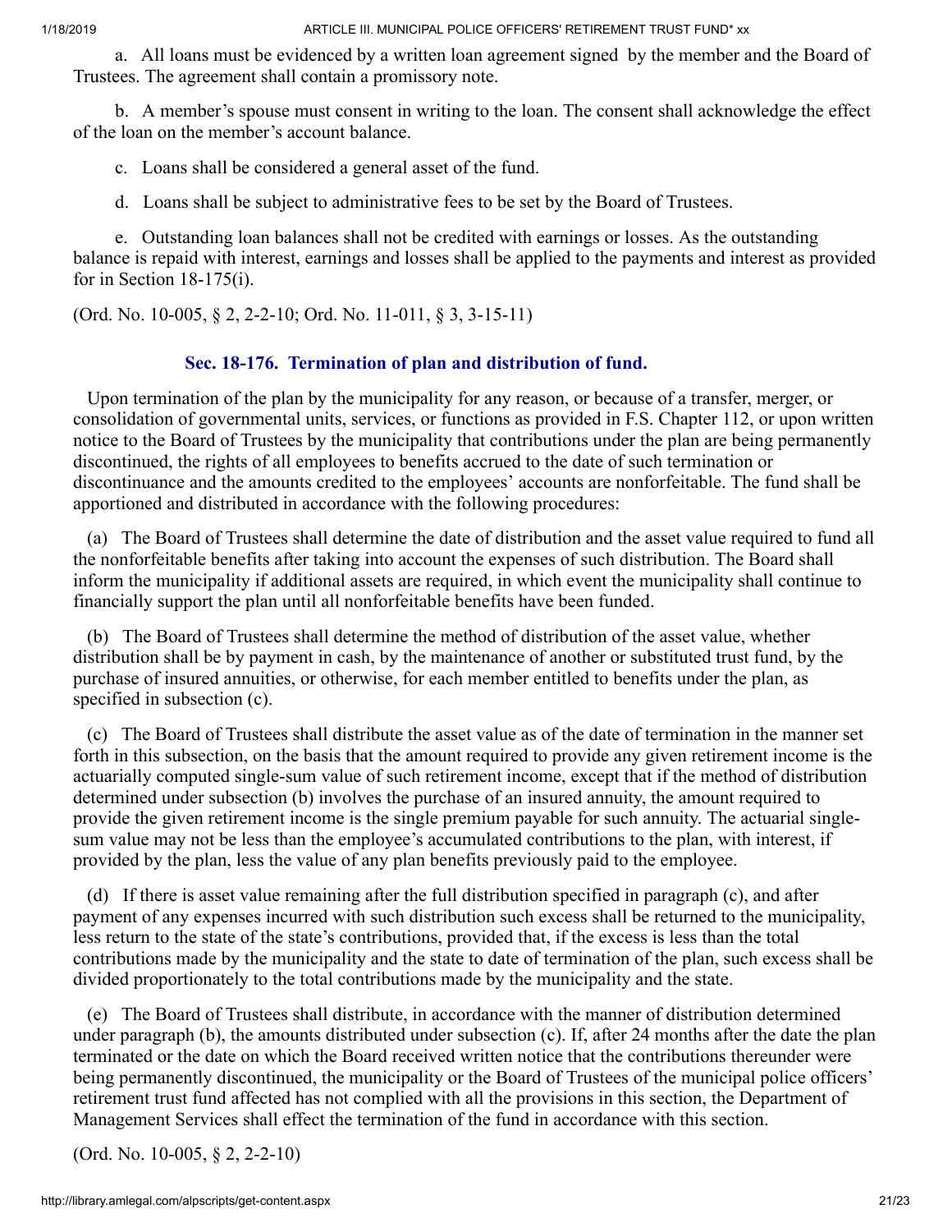a. All loans must be evidenced by a written loan agreement signed by the member and the Board of Trustees. The agreement shall contain a promissory note.

b. A member's spouse must consent in writing to the loan. The consent shall acknowledge the effect of the loan on the member's account balance.

c. Loans shall be considered a general asset of the fund.

d. Loans shall be subject to administrative fees to be set by the Board of Trustees.

e. Outstanding loan balances shall not be credited with earnings or losses. As the outstanding balance is repaid with interest, earnings and losses shall be applied to the payments and interest as provided for in Section 18-175(i).

(Ord. No. 10-005, § 2, 2-2-10; Ord. No. 11-011, § 3, 3-15-11)

### Sec. 18-176. Termination of plan and distribution of fund.

Upon termination of the plan by the municipality for any reason, or because of a transfer, merger, or consolidation of governmental units, services, or functions as provided in F.S. Chapter 112, or upon written notice to the Board of Trustees by the municipality that contributions under the plan are being permanently discontinued, the rights of all employees to benefits accrued to the date of such termination or discontinuance and the amounts credited to the employees' accounts are nonforfeitable. The fund shall be apportioned and distributed in accordance with the following procedures:

(a) The Board of Trustees shall determine the date of distribution and the asset value required to fund all the nonforfeitable benefits after taking into account the expenses of such distribution. The Board shall inform the municipality if additional assets are required, in which event the municipality shall continue to financially support the plan until all nonforfeitable benefits have been funded.

(b) The Board of Trustees shall determine the method of distribution of the asset value, whether distribution shall be by payment in cash, by the maintenance of another or substituted trust fund, by the purchase of insured annuities, or otherwise, for each member entitled to benefits under the plan, as specified in subsection (c).

(c) The Board of Trustees shall distribute the asset value as of the date of termination in the manner set forth in this subsection, on the basis that the amount required to provide any given retirement income is the actuarially computed single-sum value of such retirement income, except that if the method of distribution determined under subsection (b) involves the purchase of an insured annuity, the amount required to provide the given retirement income is the single premium payable for such annuity. The actuarial single-sum value may not be less than the employee's accumulated contributions to the plan, with interest, if provided by the plan, less the value of any plan benefits previously paid to the employee.

(d) If there is asset value remaining after the full distribution specified in paragraph (c), and after payment of any expenses incurred with such distribution such excess shall be returned to the municipality, less return to the state of the state's contributions, provided that, if the excess is less than the total contributions made by the municipality and the state to date of termination of the plan, such excess shall be divided proportionately to the total contributions made by the municipality and the state.

(e) The Board of Trustees shall distribute, in accordance with the manner of distribution determined under paragraph (b), the amounts distributed under subsection (c). If, after 24 months after the date the plan terminated or the date on which the Board received written notice that the contributions thereunder were being permanently discontinued, the municipality or the Board of Trustees of the municipal police officers' retirement trust fund affected has not complied with all the provisions in this section, the Department of Management Services shall effect the termination of the fund in accordance with this section.

(Ord. No. 10-005, § 2, 2-2-10)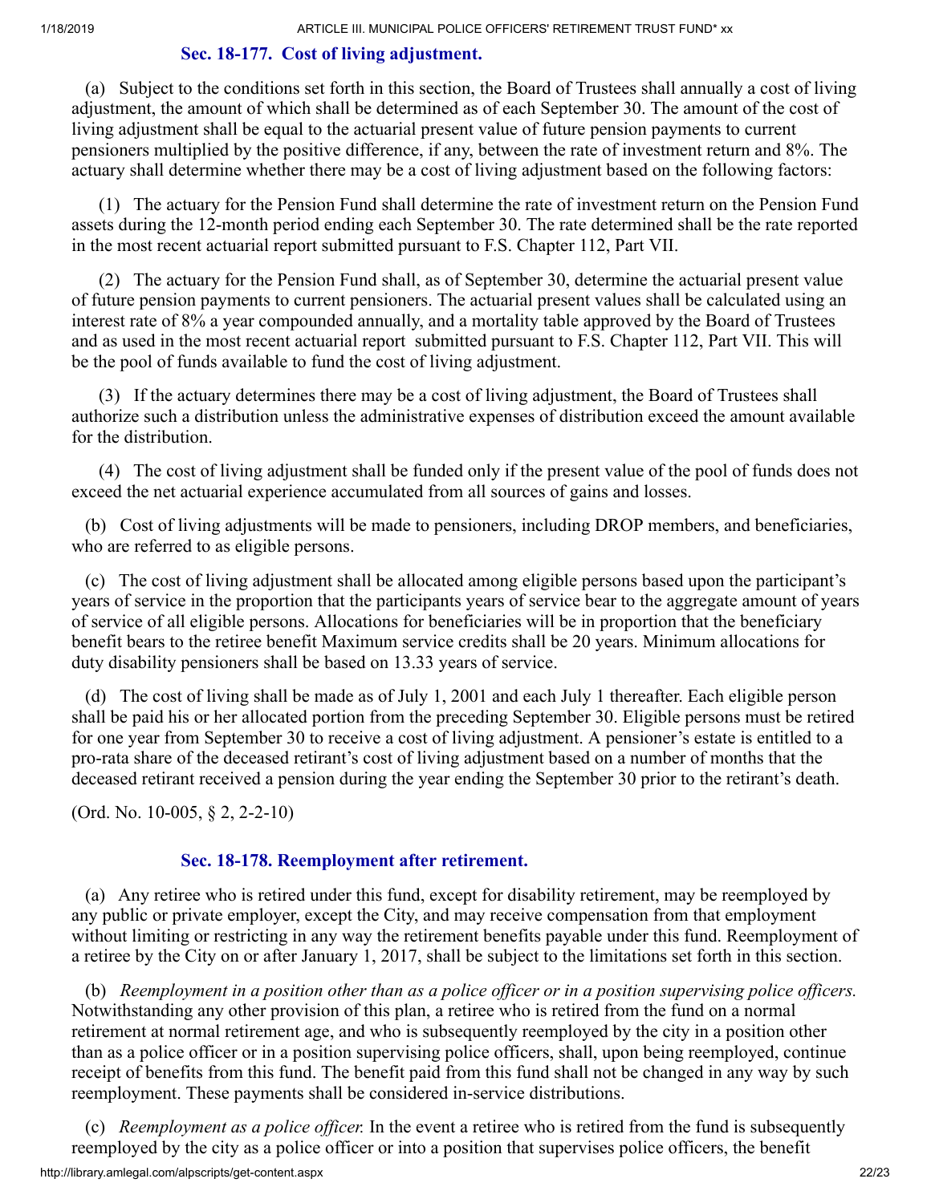### Sec. 18-177. Cost of living adjustment.

(a) Subject to the conditions set forth in this section, the Board of Trustees shall annually a cost of living adjustment, the amount of which shall be determined as of each September 30. The amount of the cost of living adjustment shall be equal to the actuarial present value of future pension payments to current pensioners multiplied by the positive difference, if any, between the rate of investment return and 8%. The actuary shall determine whether there may be a cost of living adjustment based on the following factors:

(1) The actuary for the Pension Fund shall determine the rate of investment return on the Pension Fund assets during the 12-month period ending each September 30. The rate determined shall be the rate reported in the most recent actuarial report submitted pursuant to F.S. Chapter 112, Part VII.

(2) The actuary for the Pension Fund shall, as of September 30, determine the actuarial present value of future pension payments to current pensioners. The actuarial present values shall be calculated using an interest rate of 8% a year compounded annually, and a mortality table approved by the Board of Trustees and as used in the most recent actuarial report submitted pursuant to F.S. Chapter 112, Part VII. This will be the pool of funds available to fund the cost of living adjustment.

(3) If the actuary determines there may be a cost of living adjustment, the Board of Trustees shall authorize such a distribution unless the administrative expenses of distribution exceed the amount available for the distribution.

(4) The cost of living adjustment shall be funded only if the present value of the pool of funds does not exceed the net actuarial experience accumulated from all sources of gains and losses.

(b) Cost of living adjustments will be made to pensioners, including DROP members, and beneficiaries, who are referred to as eligible persons.

(c) The cost of living adjustment shall be allocated among eligible persons based upon the participant's years of service in the proportion that the participants years of service bear to the aggregate amount of years of service of all eligible persons. Allocations for beneficiaries will be in proportion that the beneficiary benefit bears to the retiree benefit Maximum service credits shall be 20 years. Minimum allocations for duty disability pensioners shall be based on 13.33 years of service.

(d) The cost of living shall be made as of July 1, 2001 and each July 1 thereafter. Each eligible person shall be paid his or her allocated portion from the preceding September 30. Eligible persons must be retired for one year from September 30 to receive a cost of living adjustment. A pensioner's estate is entitled to a pro-rata share of the deceased retirant's cost of living adjustment based on a number of months that the deceased retirant received a pension during the year ending the September 30 prior to the retirant's death.

(Ord. No. 10-005, § 2, 2-2-10)

### Sec. 18-178. Reemployment after retirement.

(a) Any retiree who is retired under this fund, except for disability retirement, may be reemployed by any public or private employer, except the City, and may receive compensation from that employment without limiting or restricting in any way the retirement benefits payable under this fund. Reemployment of a retiree by the City on or after January 1, 2017, shall be subject to the limitations set forth in this section.

(b) *Reemployment in a position other than as a police officer or in a position supervising police officers.* Notwithstanding any other provision of this plan, a retiree who is retired from the fund on a normal retirement at normal retirement age, and who is subsequently reemployed by the city in a position other than as a police officer or in a position supervising police officers, shall, upon being reemployed, continue receipt of benefits from this fund. The benefit paid from this fund shall not be changed in any way by such reemployment. These payments shall be considered in-service distributions.

(c) *Reemployment as a police officer.* In the event a retiree who is retired from the fund is subsequently reemployed by the city as a police officer or into a position that supervises police officers, the benefit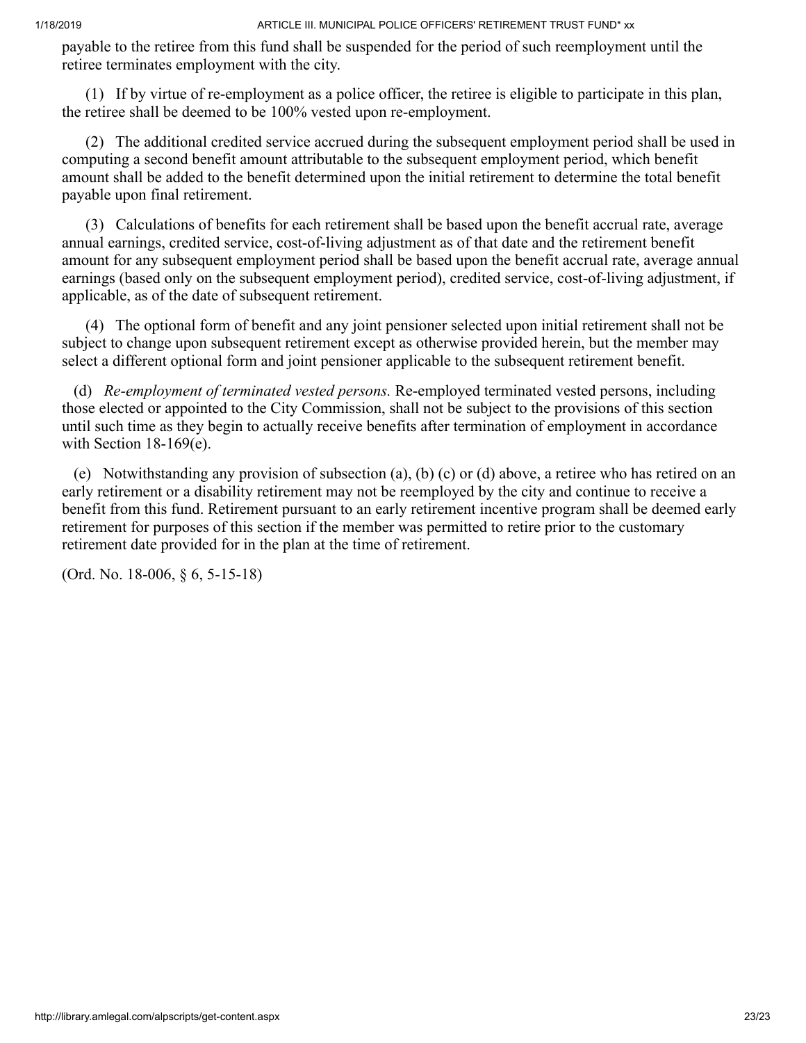payable to the retiree from this fund shall be suspended for the period of such reemployment until the retiree terminates employment with the city.

(1) If by virtue of re-employment as a police officer, the retiree is eligible to participate in this plan, the retiree shall be deemed to be 100% vested upon re-employment.

(2) The additional credited service accrued during the subsequent employment period shall be used in computing a second benefit amount attributable to the subsequent employment period, which benefit amount shall be added to the benefit determined upon the initial retirement to determine the total benefit payable upon final retirement.

(3) Calculations of benefits for each retirement shall be based upon the benefit accrual rate, average annual earnings, credited service, cost-of-living adjustment as of that date and the retirement benefit amount for any subsequent employment period shall be based upon the benefit accrual rate, average annual earnings (based only on the subsequent employment period), credited service, cost-of-living adjustment, if applicable, as of the date of subsequent retirement.

(4) The optional form of benefit and any joint pensioner selected upon initial retirement shall not be subject to change upon subsequent retirement except as otherwise provided herein, but the member may select a different optional form and joint pensioner applicable to the subsequent retirement benefit.

(d) *Re-employment of terminated vested persons.* Re-employed terminated vested persons, including those elected or appointed to the City Commission, shall not be subject to the provisions of this section until such time as they begin to actually receive benefits after termination of employment in accordance with Section 18-169(e).

(e) Notwithstanding any provision of subsection (a), (b) (c) or (d) above, a retiree who has retired on an early retirement or a disability retirement may not be reemployed by the city and continue to receive a benefit from this fund. Retirement pursuant to an early retirement incentive program shall be deemed early retirement for purposes of this section if the member was permitted to retire prior to the customary retirement date provided for in the plan at the time of retirement.

(Ord. No. 18-006, § 6, 5-15-18)